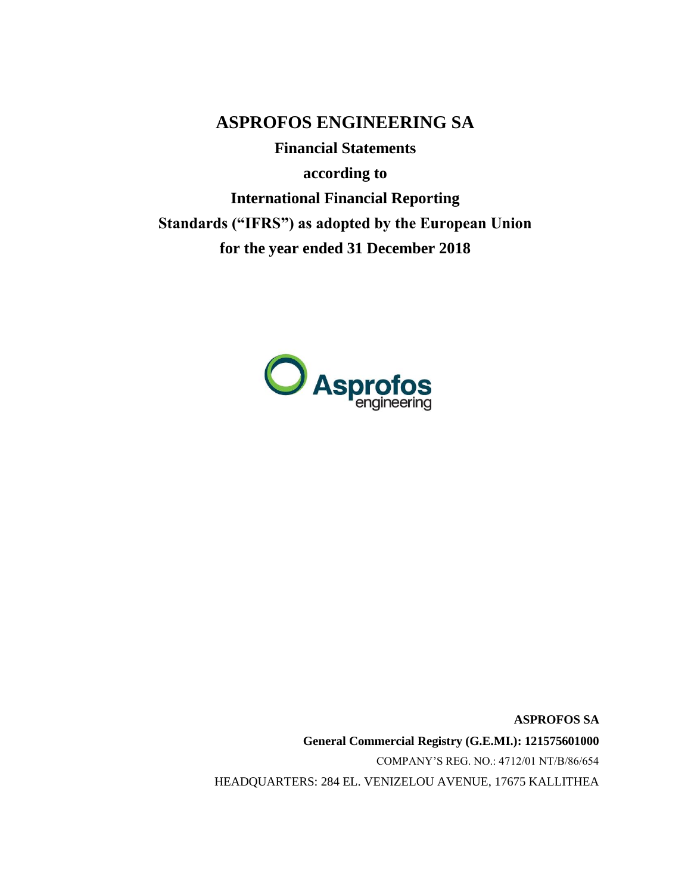# ASPROFOS ENGINEERING SA

**Financial Statements**

**according to**

**International Financial Reporting**

**Standards ("IFRS") as adopted by the European Union**

**for the year ended 31 December 2018**

**ASPROFOS SA**

**General Commercial Registry (G.E.MI.): 121575601000**

COMPANY'S REG. NO.: 4712/01 NT/B/86/654

HEADQUARTERS: 284 EL. VENIZELOU AVENUE, 17675 KALLITHEA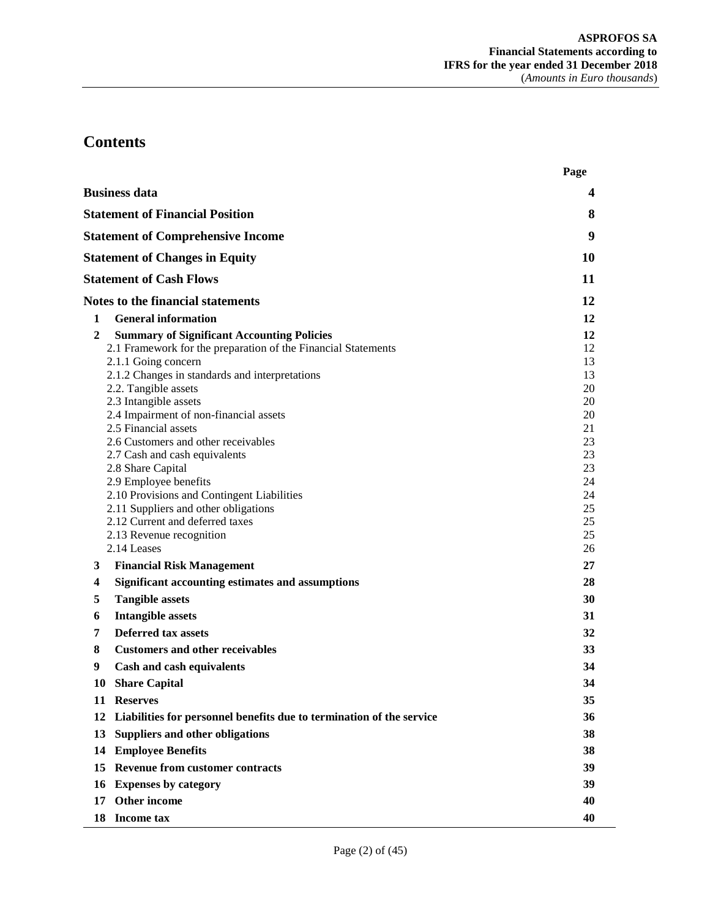# Contents

| | Page |
|---|---|
| **Business data** | **4** |
| **Statement of Financial Position** | **8** |
| **Statement of Comprehensive Income** | **9** |
| **Statement of Changes in Equity** | **10** |
| **Statement of Cash Flows** | **11** |
| **Notes to the financial statements** | **12** |
| **1 General information** | **12** |
| **2 Summary of Significant Accounting Policies** | **12** |
| 2.1 Framework for the preparation of the Financial Statements | 12 |
| 2.1.1 Going concern | 13 |
| 2.1.2 Changes in standards and interpretations | 13 |
| 2.2. Tangible assets | 20 |
| 2.3 Intangible assets | 20 |
| 2.4 Impairment of non-financial assets | 20 |
| 2.5 Financial assets | 21 |
| 2.6 Customers and other receivables | 23 |
| 2.7 Cash and cash equivalents | 23 |
| 2.8 Share Capital | 23 |
| 2.9 Employee benefits | 24 |
| 2.10 Provisions and Contingent Liabilities | 24 |
| 2.11 Suppliers and other obligations | 25 |
| 2.12 Current and deferred taxes | 25 |
| 2.13 Revenue recognition | 25 |
| 2.14 Leases | 26 |
| **3 Financial Risk Management** | **27** |
| **4 Significant accounting estimates and assumptions** | **28** |
| **5 Tangible assets** | **30** |
| **6 Intangible assets** | **31** |
| **7 Deferred tax assets** | **32** |
| **8 Customers and other receivables** | **33** |
| **9 Cash and cash equivalents** | **34** |
| **10 Share Capital** | **34** |
| **11 Reserves** | **35** |
| **12 Liabilities for personnel benefits due to termination of the service** | **36** |
| **13 Suppliers and other obligations** | **38** |
| **14 Employee Benefits** | **38** |
| **15 Revenue from customer contracts** | **39** |
| **16 Expenses by category** | **39** |
| **17 Other income** | **40** |
| **18 Income tax** | **40** |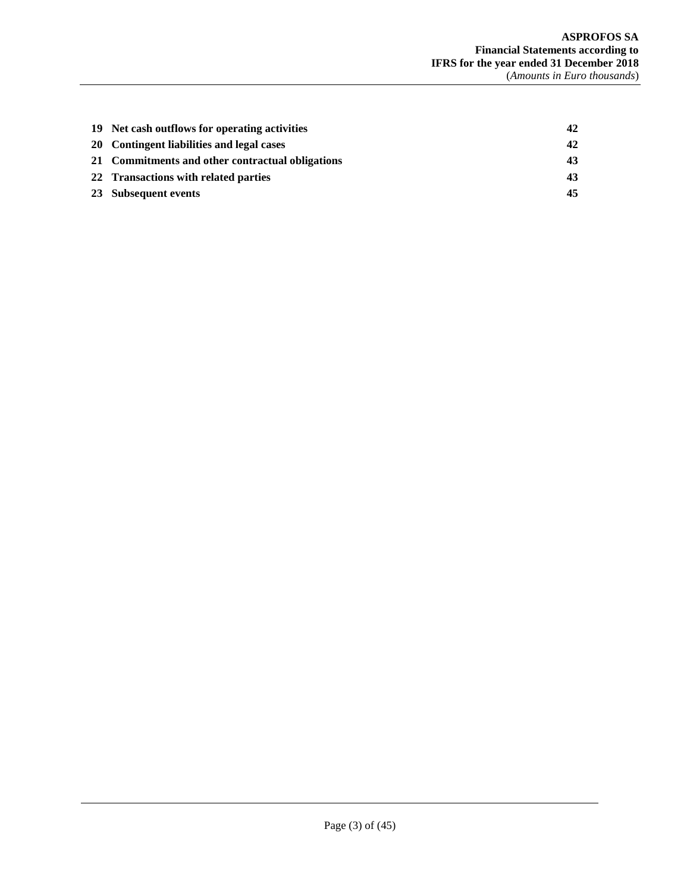| | | |
|---|---|---|
| **19** | **Net cash outflows for operating activities** | **42** |
| **20** | **Contingent liabilities and legal cases** | **42** |
| **21** | **Commitments and other contractual obligations** | **43** |
| **22** | **Transactions with related parties** | **43** |
| **23** | **Subsequent events** | **45** |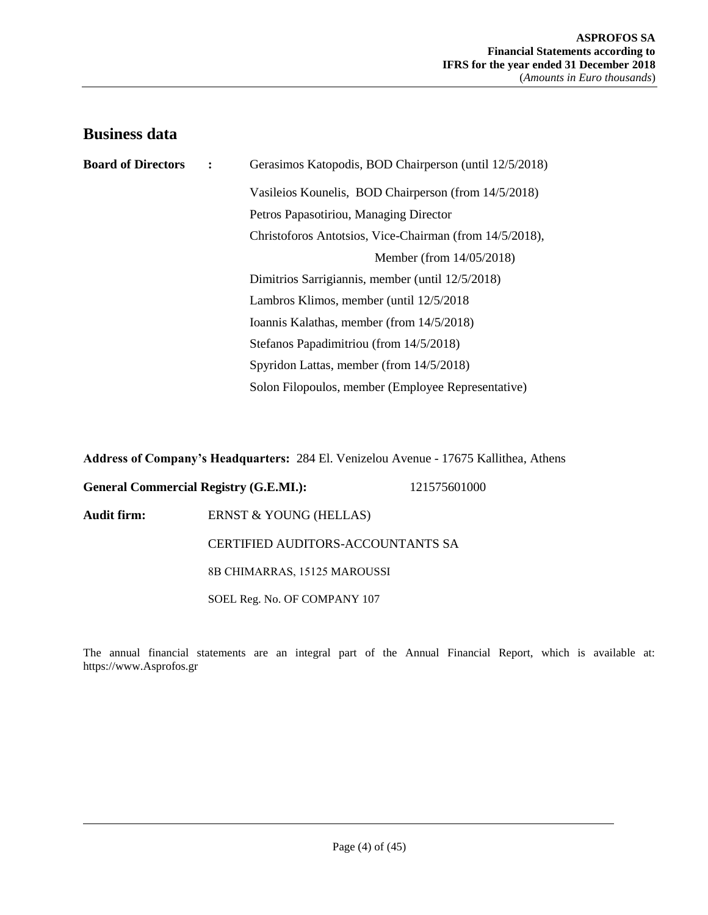## Business data

**Board of Directors :** Gerasimos Katopodis, BOD Chairperson (until 12/5/2018)

Vasileios Kounelis, BOD Chairperson (from 14/5/2018)

Petros Papasotiriou, Managing Director

Christoforos Antotsios, Vice-Chairman (from 14/5/2018),

Member (from 14/05/2018)

Dimitrios Sarrigiannis, member (until 12/5/2018)

Lambros Klimos, member (until 12/5/2018

Ioannis Kalathas, member (from 14/5/2018)

Stefanos Papadimitriou (from 14/5/2018)

Spyridon Lattas, member (from 14/5/2018)

Solon Filopoulos, member (Employee Representative)

**Address of Company's Headquarters:** 284 El. Venizelou Avenue - 17675 Kallithea, Athens

**General Commercial Registry (G.E.MI.):** 121575601000

**Audit firm:** ERNST & YOUNG (HELLAS)

CERTIFIED AUDITORS-ACCOUNTANTS SA

8B CHIMARRAS, 15125 MAROUSSI

SOEL Reg. No. OF COMPANY 107

The annual financial statements are an integral part of the Annual Financial Report, which is available at: https://www.Asprofos.gr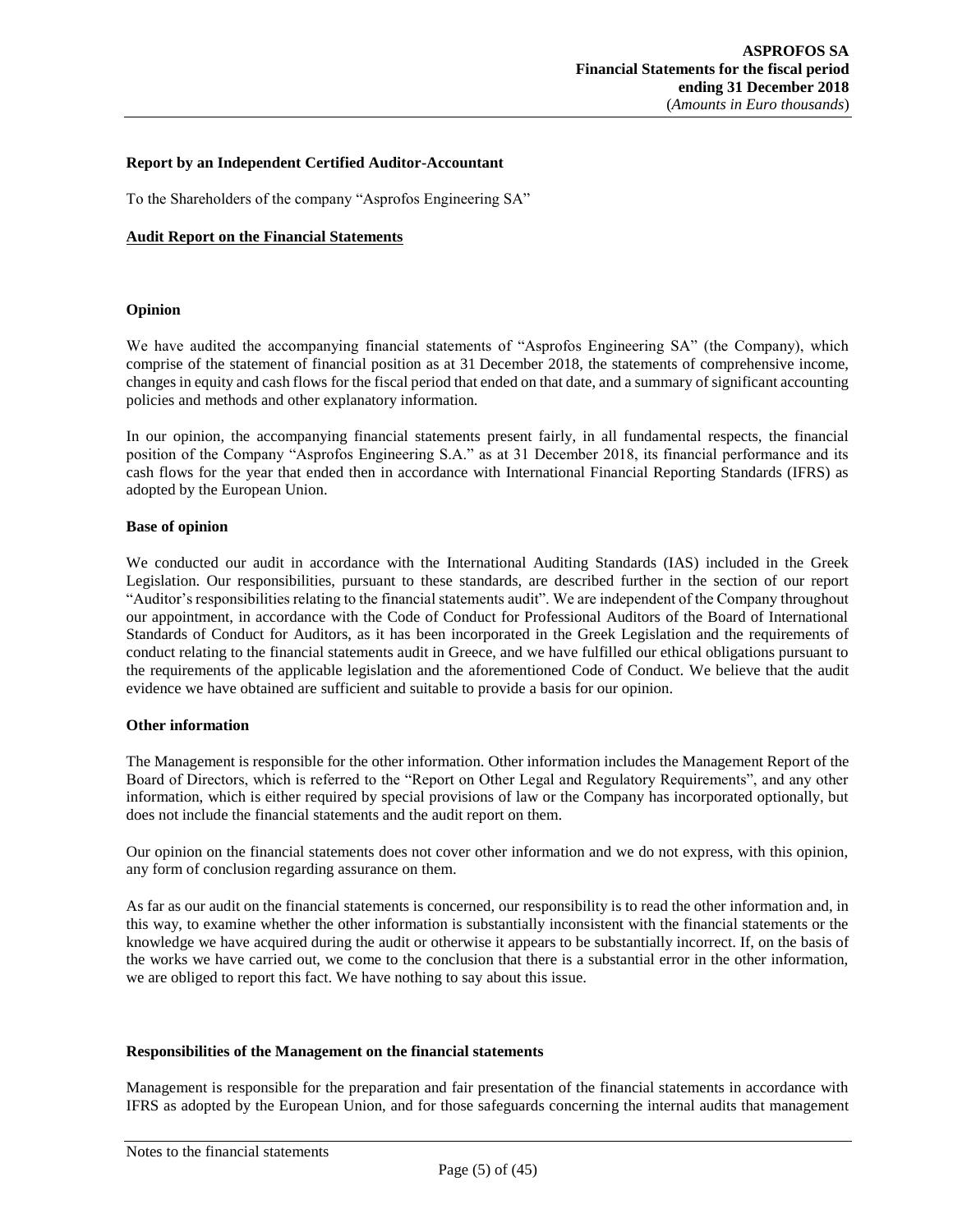**Report by an Independent Certified Auditor-Accountant**

To the Shareholders of the company "Asprofos Engineering SA"

**Audit Report on the Financial Statements**

**Opinion**

We have audited the accompanying financial statements of "Asprofos Engineering SA" (the Company), which comprise of the statement of financial position as at 31 December 2018, the statements of comprehensive income, changes in equity and cash flows for the fiscal period that ended on that date, and a summary of significant accounting policies and methods and other explanatory information.

In our opinion, the accompanying financial statements present fairly, in all fundamental respects, the financial position of the Company "Asprofos Engineering S.A." as at 31 December 2018, its financial performance and its cash flows for the year that ended then in accordance with International Financial Reporting Standards (IFRS) as adopted by the European Union.

**Base of opinion**

We conducted our audit in accordance with the International Auditing Standards (IAS) included in the Greek Legislation. Our responsibilities, pursuant to these standards, are described further in the section of our report "Auditor's responsibilities relating to the financial statements audit". We are independent of the Company throughout our appointment, in accordance with the Code of Conduct for Professional Auditors of the Board of International Standards of Conduct for Auditors, as it has been incorporated in the Greek Legislation and the requirements of conduct relating to the financial statements audit in Greece, and we have fulfilled our ethical obligations pursuant to the requirements of the applicable legislation and the aforementioned Code of Conduct. We believe that the audit evidence we have obtained are sufficient and suitable to provide a basis for our opinion.

**Other information**

The Management is responsible for the other information. Other information includes the Management Report of the Board of Directors, which is referred to the "Report on Other Legal and Regulatory Requirements", and any other information, which is either required by special provisions of law or the Company has incorporated optionally, but does not include the financial statements and the audit report on them.

Our opinion on the financial statements does not cover other information and we do not express, with this opinion, any form of conclusion regarding assurance on them.

As far as our audit on the financial statements is concerned, our responsibility is to read the other information and, in this way, to examine whether the other information is substantially inconsistent with the financial statements or the knowledge we have acquired during the audit or otherwise it appears to be substantially incorrect. If, on the basis of the works we have carried out, we come to the conclusion that there is a substantial error in the other information, we are obliged to report this fact. We have nothing to say about this issue.

**Responsibilities of the Management on the financial statements**

Management is responsible for the preparation and fair presentation of the financial statements in accordance with IFRS as adopted by the European Union, and for those safeguards concerning the internal audits that management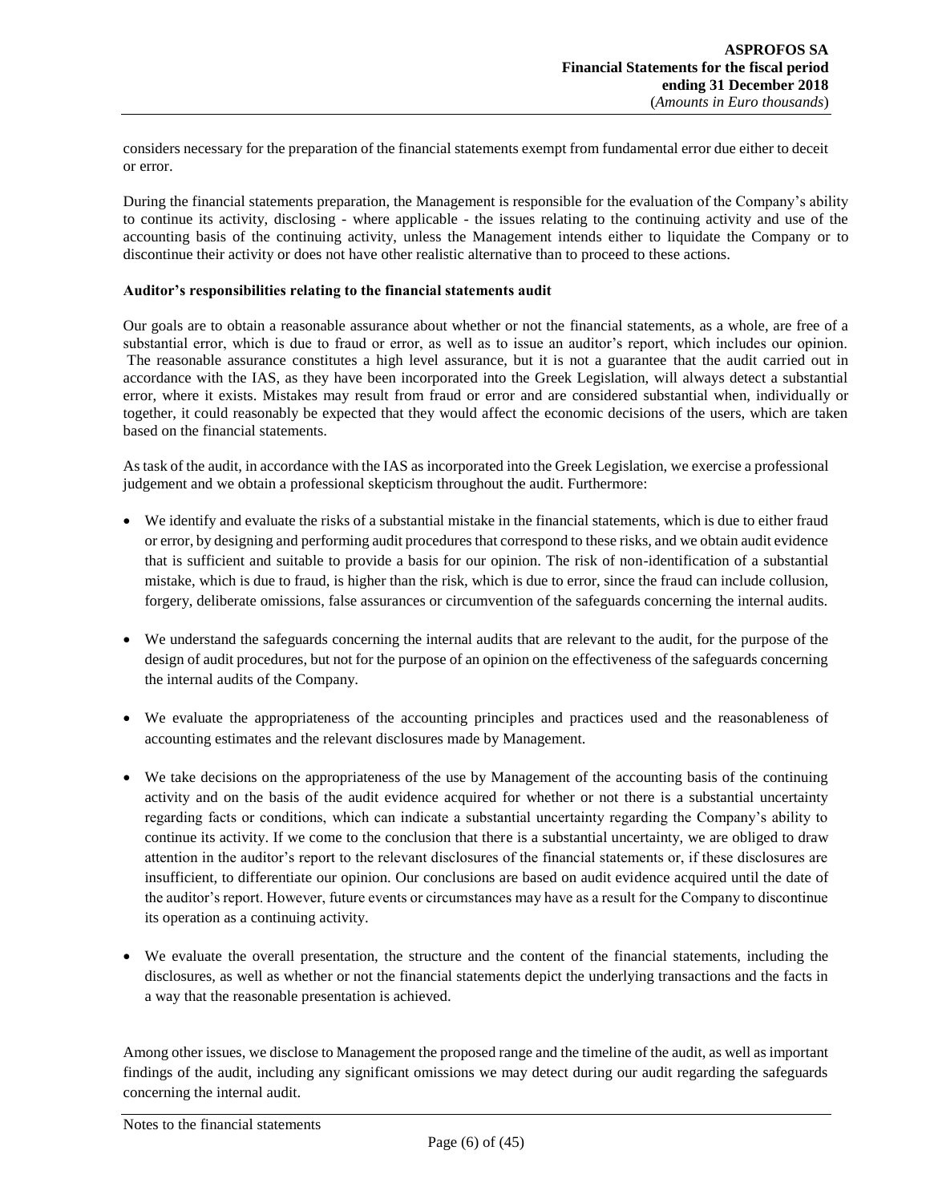considers necessary for the preparation of the financial statements exempt from fundamental error due either to deceit or error.

During the financial statements preparation, the Management is responsible for the evaluation of the Company's ability to continue its activity, disclosing - where applicable - the issues relating to the continuing activity and use of the accounting basis of the continuing activity, unless the Management intends either to liquidate the Company or to discontinue their activity or does not have other realistic alternative than to proceed to these actions.

**Auditor's responsibilities relating to the financial statements audit**

Our goals are to obtain a reasonable assurance about whether or not the financial statements, as a whole, are free of a substantial error, which is due to fraud or error, as well as to issue an auditor's report, which includes our opinion. The reasonable assurance constitutes a high level assurance, but it is not a guarantee that the audit carried out in accordance with the IAS, as they have been incorporated into the Greek Legislation, will always detect a substantial error, where it exists. Mistakes may result from fraud or error and are considered substantial when, individually or together, it could reasonably be expected that they would affect the economic decisions of the users, which are taken based on the financial statements.

As task of the audit, in accordance with the IAS as incorporated into the Greek Legislation, we exercise a professional judgement and we obtain a professional skepticism throughout the audit. Furthermore:

- We identify and evaluate the risks of a substantial mistake in the financial statements, which is due to either fraud or error, by designing and performing audit procedures that correspond to these risks, and we obtain audit evidence that is sufficient and suitable to provide a basis for our opinion. The risk of non-identification of a substantial mistake, which is due to fraud, is higher than the risk, which is due to error, since the fraud can include collusion, forgery, deliberate omissions, false assurances or circumvention of the safeguards concerning the internal audits.

- We understand the safeguards concerning the internal audits that are relevant to the audit, for the purpose of the design of audit procedures, but not for the purpose of an opinion on the effectiveness of the safeguards concerning the internal audits of the Company.

- We evaluate the appropriateness of the accounting principles and practices used and the reasonableness of accounting estimates and the relevant disclosures made by Management.

- We take decisions on the appropriateness of the use by Management of the accounting basis of the continuing activity and on the basis of the audit evidence acquired for whether or not there is a substantial uncertainty regarding facts or conditions, which can indicate a substantial uncertainty regarding the Company's ability to continue its activity. If we come to the conclusion that there is a substantial uncertainty, we are obliged to draw attention in the auditor's report to the relevant disclosures of the financial statements or, if these disclosures are insufficient, to differentiate our opinion. Our conclusions are based on audit evidence acquired until the date of the auditor's report. However, future events or circumstances may have as a result for the Company to discontinue its operation as a continuing activity.

- We evaluate the overall presentation, the structure and the content of the financial statements, including the disclosures, as well as whether or not the financial statements depict the underlying transactions and the facts in a way that the reasonable presentation is achieved.

Among other issues, we disclose to Management the proposed range and the timeline of the audit, as well as important findings of the audit, including any significant omissions we may detect during our audit regarding the safeguards concerning the internal audit.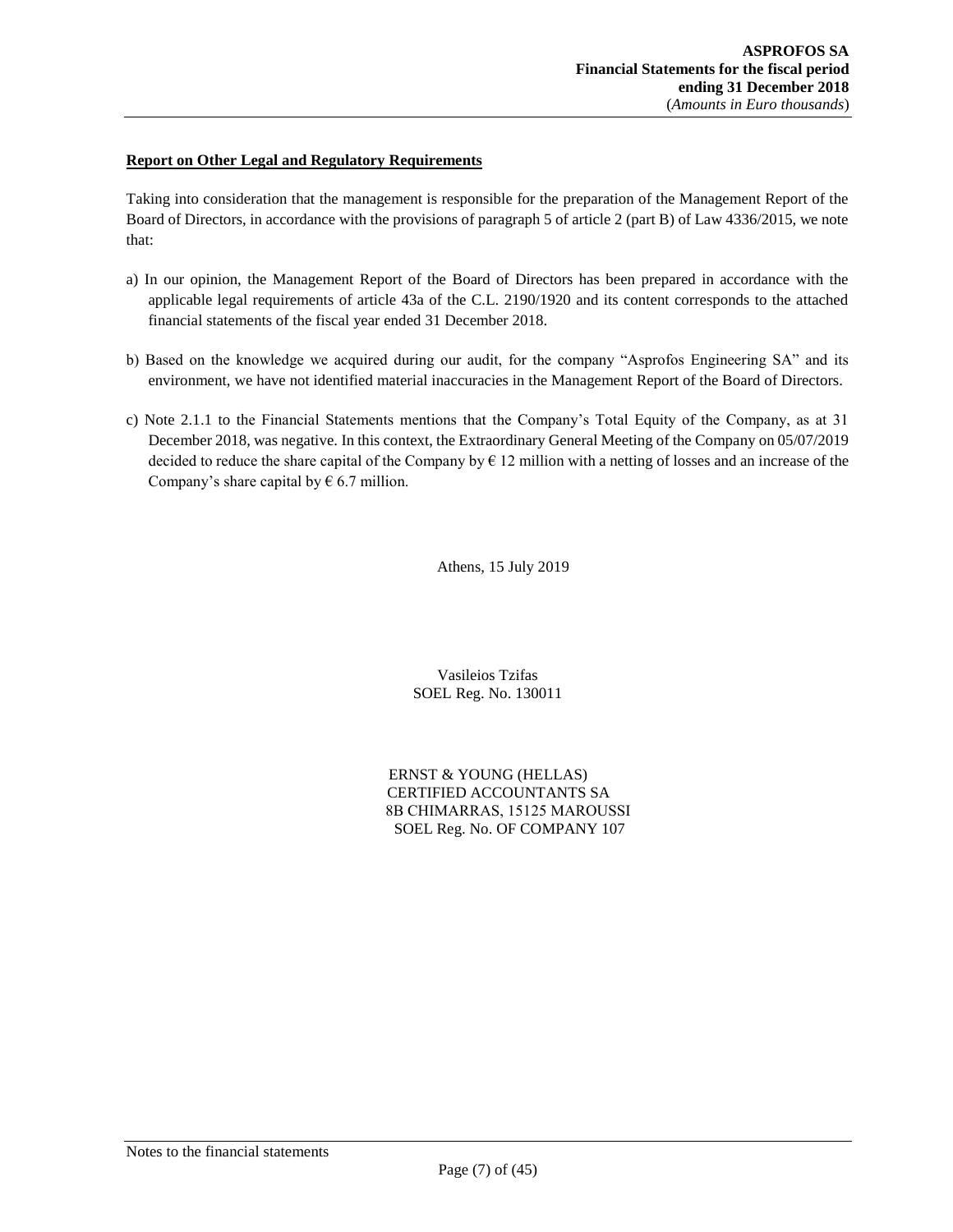**Report on Other Legal and Regulatory Requirements**

Taking into consideration that the management is responsible for the preparation of the Management Report of the Board of Directors, in accordance with the provisions of paragraph 5 of article 2 (part B) of Law 4336/2015, we note that:

a) In our opinion, the Management Report of the Board of Directors has been prepared in accordance with the applicable legal requirements of article 43a of the C.L. 2190/1920 and its content corresponds to the attached financial statements of the fiscal year ended 31 December 2018.

b) Based on the knowledge we acquired during our audit, for the company "Asprofos Engineering SA" and its environment, we have not identified material inaccuracies in the Management Report of the Board of Directors.

c) Note 2.1.1 to the Financial Statements mentions that the Company's Total Equity of the Company, as at 31 December 2018, was negative. In this context, the Extraordinary General Meeting of the Company on 05/07/2019 decided to reduce the share capital of the Company by € 12 million with a netting of losses and an increase of the Company's share capital by € 6.7 million.

Athens, 15 July 2019

Vasileios Tzifas
SOEL Reg. No. 130011

ERNST & YOUNG (HELLAS)
CERTIFIED ACCOUNTANTS SA
8B CHIMARRAS, 15125 MAROUSSI
SOEL Reg. No. OF COMPANY 107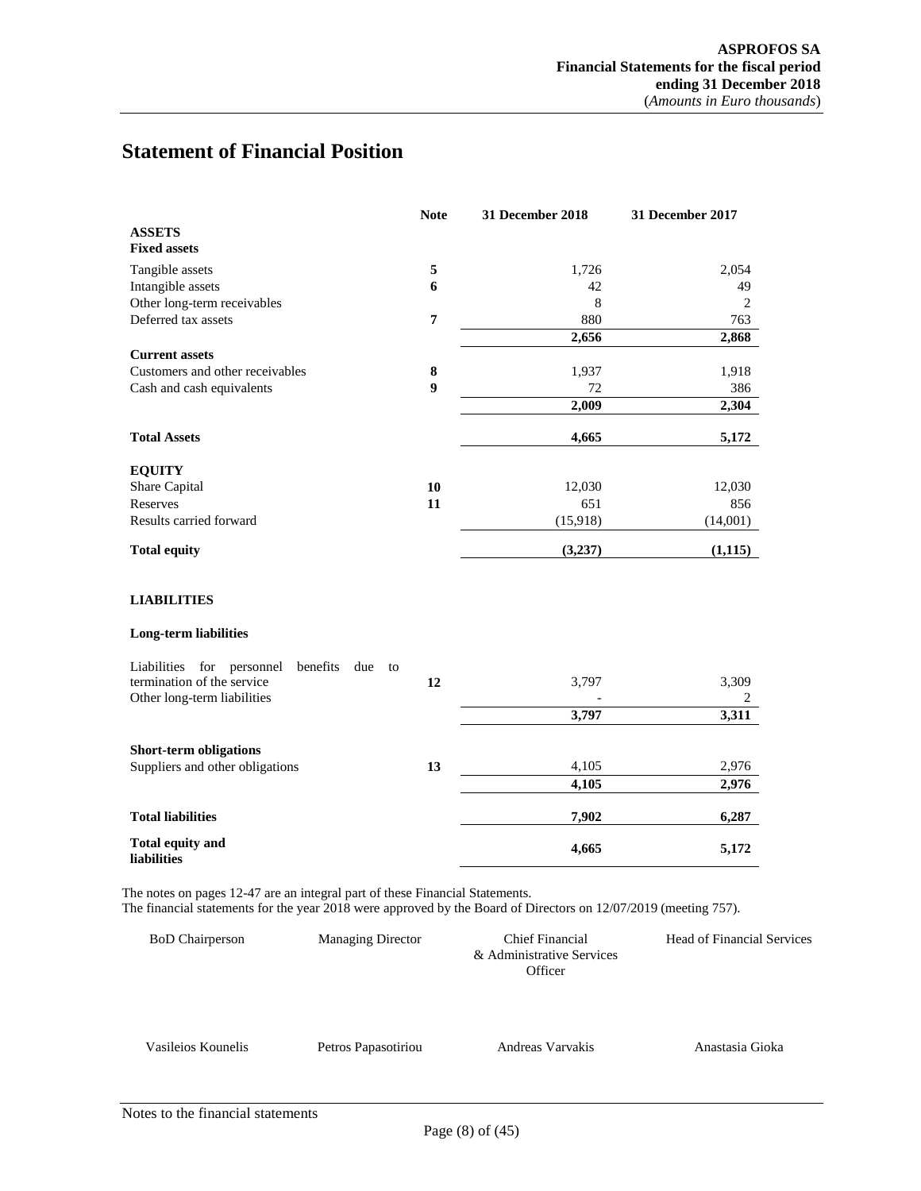# Statement of Financial Position

| | Note | 31 December 2018 | 31 December 2017 |
|---|---|---|---|
| **ASSETS** | | | |
| **Fixed assets** | | | |
| Tangible assets | **5** | 1,726 | 2,054 |
| Intangible assets | **6** | 42 | 49 |
| Other long-term receivables | | 8 | 2 |
| Deferred tax assets | **7** | 880 | 763 |
| | | **2,656** | **2,868** |
| **Current assets** | | | |
| Customers and other receivables | **8** | 1,937 | 1,918 |
| Cash and cash equivalents | **9** | 72 | 386 |
| | | **2,009** | **2,304** |
| **Total Assets** | | **4,665** | **5,172** |
| **EQUITY** | | | |
| Share Capital | **10** | 12,030 | 12,030 |
| Reserves | **11** | 651 | 856 |
| Results carried forward | | (15,918) | (14,001) |
| **Total equity** | | **(3,237)** | **(1,115)** |
| **LIABILITIES** | | | |
| **Long-term liabilities** | | | |
| Liabilities for personnel benefits due to termination of the service | **12** | 3,797 | 3,309 |
| Other long-term liabilities | | - | 2 |
| | | **3,797** | **3,311** |
| **Short-term obligations** | | | |
| Suppliers and other obligations | **13** | 4,105 | 2,976 |
| | | **4,105** | **2,976** |
| **Total liabilities** | | **7,902** | **6,287** |
| **Total equity and liabilities** | | **4,665** | **5,172** |

The notes on pages 12-47 are an integral part of these Financial Statements.
The financial statements for the year 2018 were approved by the Board of Directors on 12/07/2019 (meeting 757).

| BoD Chairperson | Managing Director | Chief Financial & Administrative Services Officer | Head of Financial Services |
|---|---|---|---|
| Vasileios Kounelis | Petros Papasotiriou | Andreas Varvakis | Anastasia Gioka |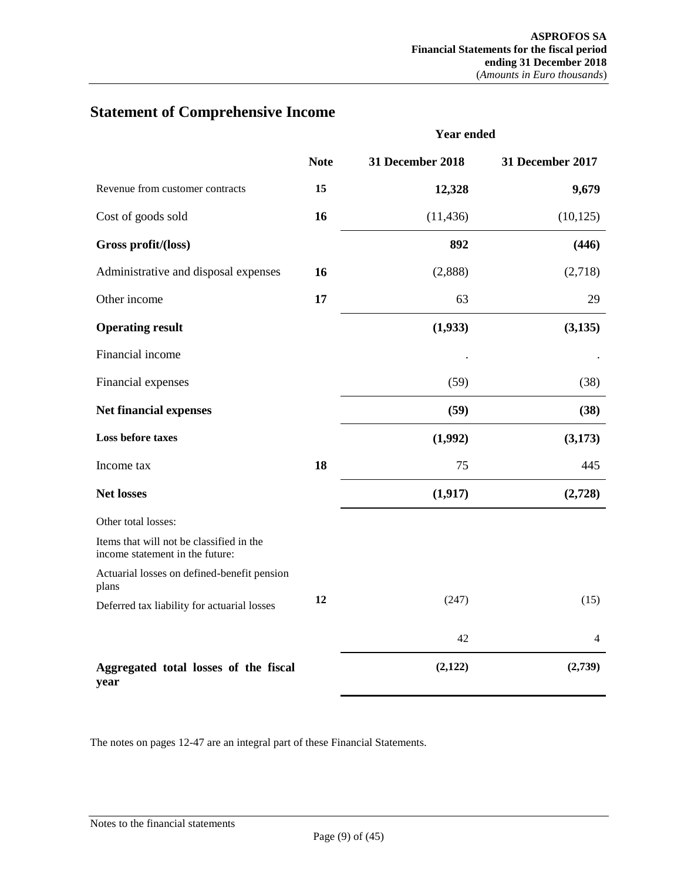## Statement of Comprehensive Income

| | Note | Year ended 31 December 2018 | 31 December 2017 |
|---|---|---|---|
| Revenue from customer contracts | 15 | **12,328** | **9,679** |
| Cost of goods sold | 16 | (11,436) | (10,125) |
| **Gross profit/(loss)** | | **892** | **(446)** |
| Administrative and disposal expenses | 16 | (2,888) | (2,718) |
| Other income | 17 | 63 | 29 |
| **Operating result** | | **(1,933)** | **(3,135)** |
| Financial income | | . | . |
| Financial expenses | | (59) | (38) |
| **Net financial expenses** | | **(59)** | **(38)** |
| **Loss before taxes** | | **(1,992)** | **(3,173)** |
| Income tax | 18 | 75 | 445 |
| **Net losses** | | **(1,917)** | **(2,728)** |
| Other total losses: | | | |
| Items that will not be classified in the income statement in the future: | | | |
| Actuarial losses on defined-benefit pension plans | 12 | (247) | (15) |
| Deferred tax liability for actuarial losses | | 42 | 4 |
| **Aggregated total losses of the fiscal year** | | **(2,122)** | **(2,739)** |

The notes on pages 12-47 are an integral part of these Financial Statements.

Notes to the financial statements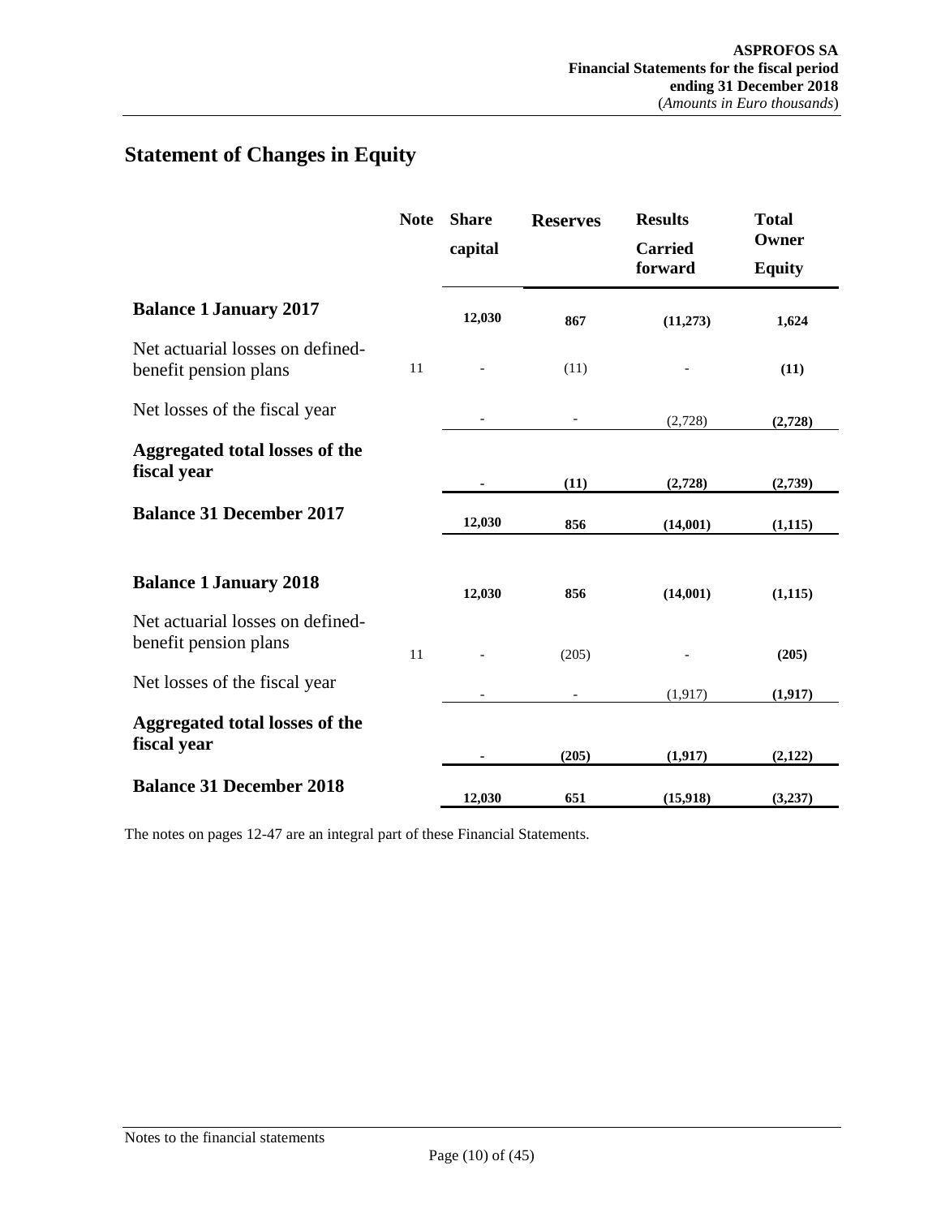## Statement of Changes in Equity

| | Note | Share capital | Reserves | Results Carried forward | Total Owner Equity |
|---|---|---|---|---|---|
| **Balance 1 January 2017** | | **12,030** | **867** | **(11,273)** | **1,624** |
| Net actuarial losses on defined-benefit pension plans | 11 | - | (11) | - | **(11)** |
| Net losses of the fiscal year | | - | - | (2,728) | **(2,728)** |
| **Aggregated total losses of the fiscal year** | | **-** | **(11)** | **(2,728)** | **(2,739)** |
| **Balance 31 December 2017** | | **12,030** | **856** | **(14,001)** | **(1,115)** |
| | | | | | |
| **Balance 1 January 2018** | | **12,030** | **856** | **(14,001)** | **(1,115)** |
| Net actuarial losses on defined-benefit pension plans | 11 | - | (205) | - | **(205)** |
| Net losses of the fiscal year | | - | - | (1,917) | **(1,917)** |
| **Aggregated total losses of the fiscal year** | | **-** | **(205)** | **(1,917)** | **(2,122)** |
| **Balance 31 December 2018** | | **12,030** | **651** | **(15,918)** | **(3,237)** |

The notes on pages 12-47 are an integral part of these Financial Statements.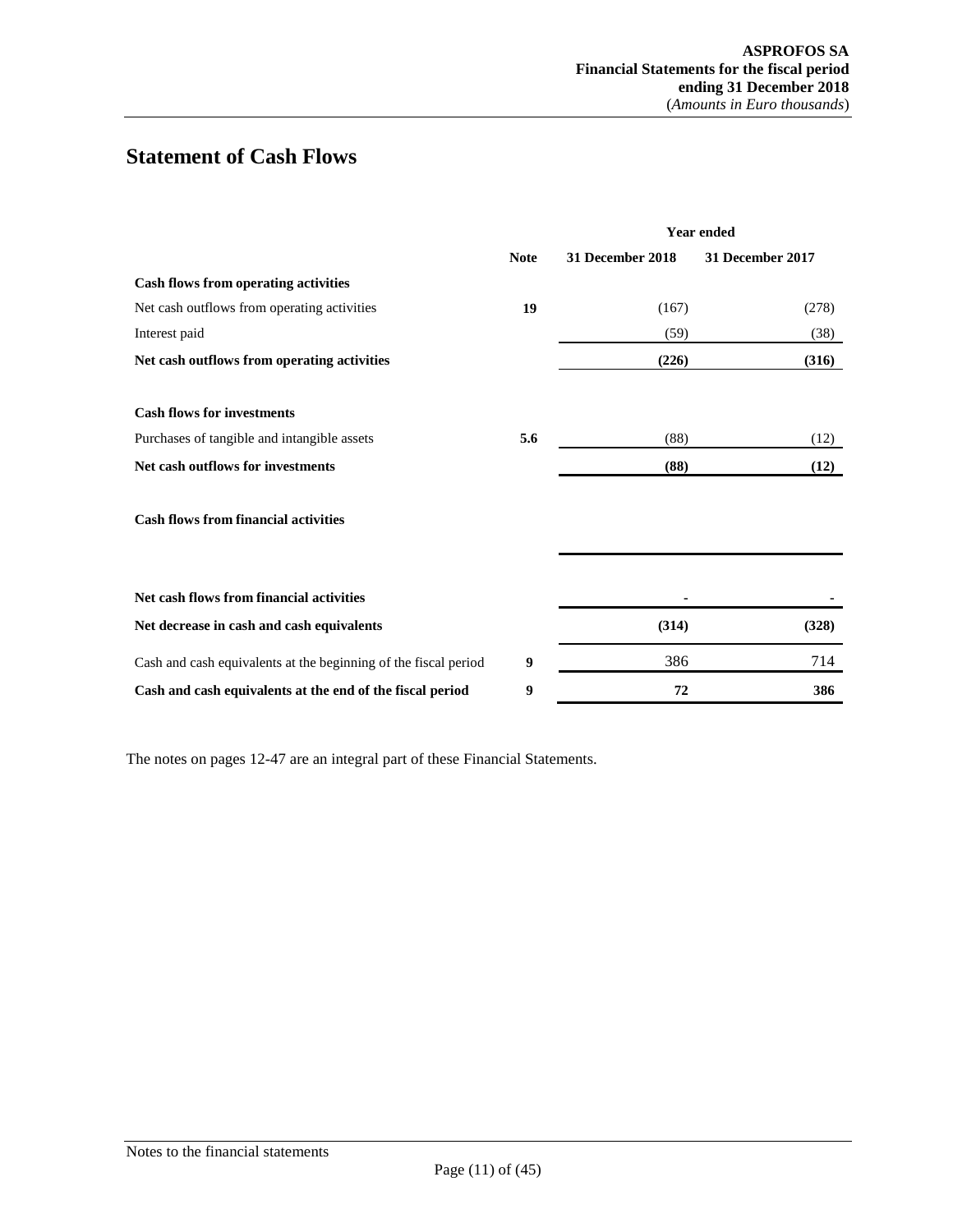## Statement of Cash Flows

| | | Year ended | |
|---|---|---|---|
| | **Note** | **31 December 2018** | **31 December 2017** |
| **Cash flows from operating activities** | | | |
| Net cash outflows from operating activities | **19** | (167) | (278) |
| Interest paid | | (59) | (38) |
| **Net cash outflows from operating activities** | | **(226)** | **(316)** |
| | | | |
| **Cash flows for investments** | | | |
| Purchases of tangible and intangible assets | **5.6** | (88) | (12) |
| **Net cash outflows for investments** | | **(88)** | **(12)** |
| | | | |
| **Cash flows from financial activities** | | | |
| | | | |
| **Net cash flows from financial activities** | | **-** | **-** |
| **Net decrease in cash and cash equivalents** | | **(314)** | **(328)** |
| Cash and cash equivalents at the beginning of the fiscal period | **9** | 386 | 714 |
| **Cash and cash equivalents at the end of the fiscal period** | **9** | **72** | **386** |

The notes on pages 12-47 are an integral part of these Financial Statements.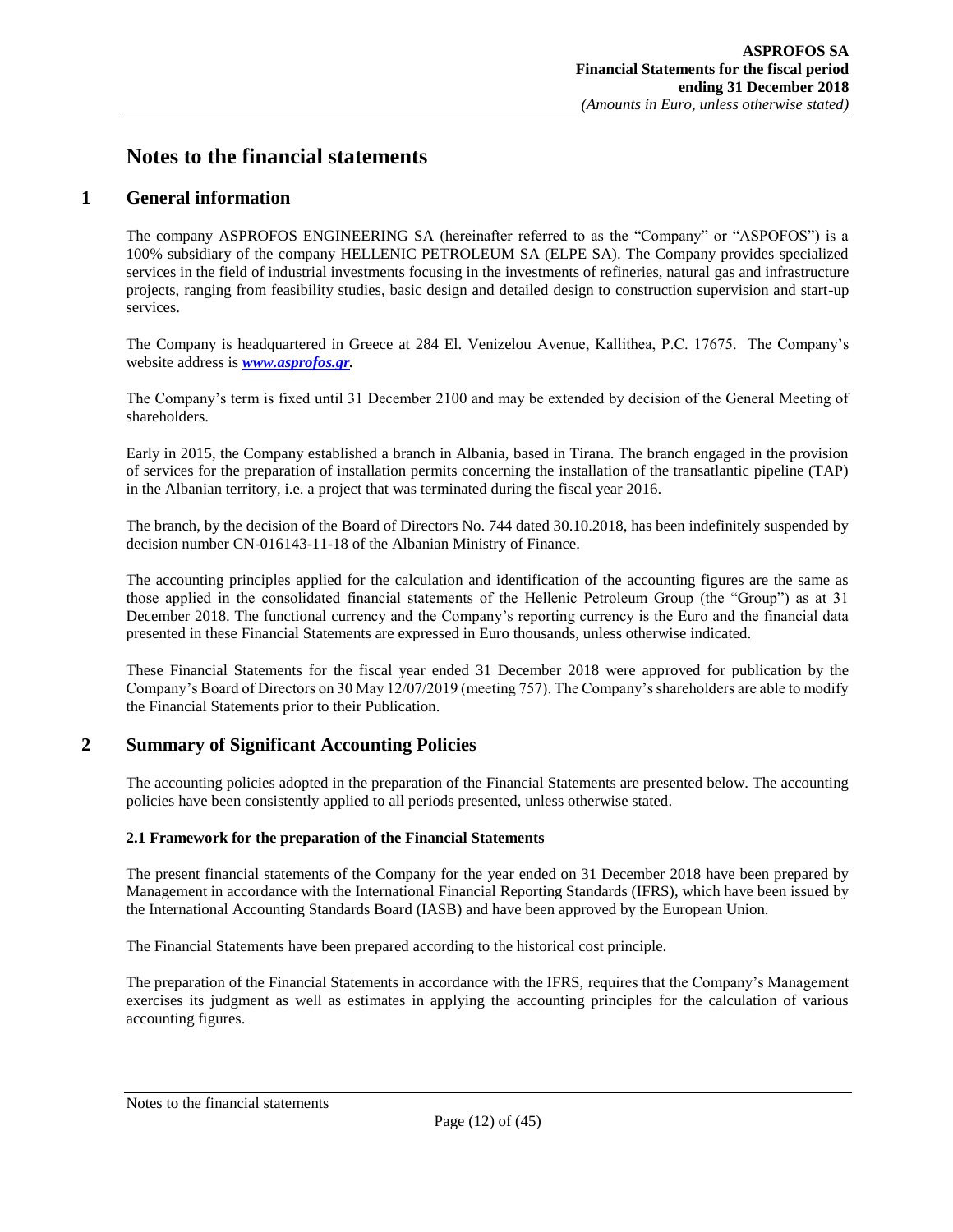# Notes to the financial statements

## 1 General information

The company ASPROFOS ENGINEERING SA (hereinafter referred to as the "Company" or "ASPOFOS") is a 100% subsidiary of the company HELLENIC PETROLEUM SA (ELPE SA). The Company provides specialized services in the field of industrial investments focusing in the investments of refineries, natural gas and infrastructure projects, ranging from feasibility studies, basic design and detailed design to construction supervision and start-up services.

The Company is headquartered in Greece at 284 El. Venizelou Avenue, Kallithea, P.C. 17675. The Company's website address is ***www.asprofos.gr.***

The Company's term is fixed until 31 December 2100 and may be extended by decision of the General Meeting of shareholders.

Early in 2015, the Company established a branch in Albania, based in Tirana. The branch engaged in the provision of services for the preparation of installation permits concerning the installation of the transatlantic pipeline (TAP) in the Albanian territory, i.e. a project that was terminated during the fiscal year 2016.

The branch, by the decision of the Board of Directors No. 744 dated 30.10.2018, has been indefinitely suspended by decision number CN-016143-11-18 of the Albanian Ministry of Finance.

The accounting principles applied for the calculation and identification of the accounting figures are the same as those applied in the consolidated financial statements of the Hellenic Petroleum Group (the "Group") as at 31 December 2018. The functional currency and the Company's reporting currency is the Euro and the financial data presented in these Financial Statements are expressed in Euro thousands, unless otherwise indicated.

These Financial Statements for the fiscal year ended 31 December 2018 were approved for publication by the Company's Board of Directors on 30 May 12/07/2019 (meeting 757). The Company's shareholders are able to modify the Financial Statements prior to their Publication.

## 2 Summary of Significant Accounting Policies

The accounting policies adopted in the preparation of the Financial Statements are presented below. The accounting policies have been consistently applied to all periods presented, unless otherwise stated.

### 2.1 Framework for the preparation of the Financial Statements

The present financial statements of the Company for the year ended on 31 December 2018 have been prepared by Management in accordance with the International Financial Reporting Standards (IFRS), which have been issued by the International Accounting Standards Board (IASB) and have been approved by the European Union.

The Financial Statements have been prepared according to the historical cost principle.

The preparation of the Financial Statements in accordance with the IFRS, requires that the Company's Management exercises its judgment as well as estimates in applying the accounting principles for the calculation of various accounting figures.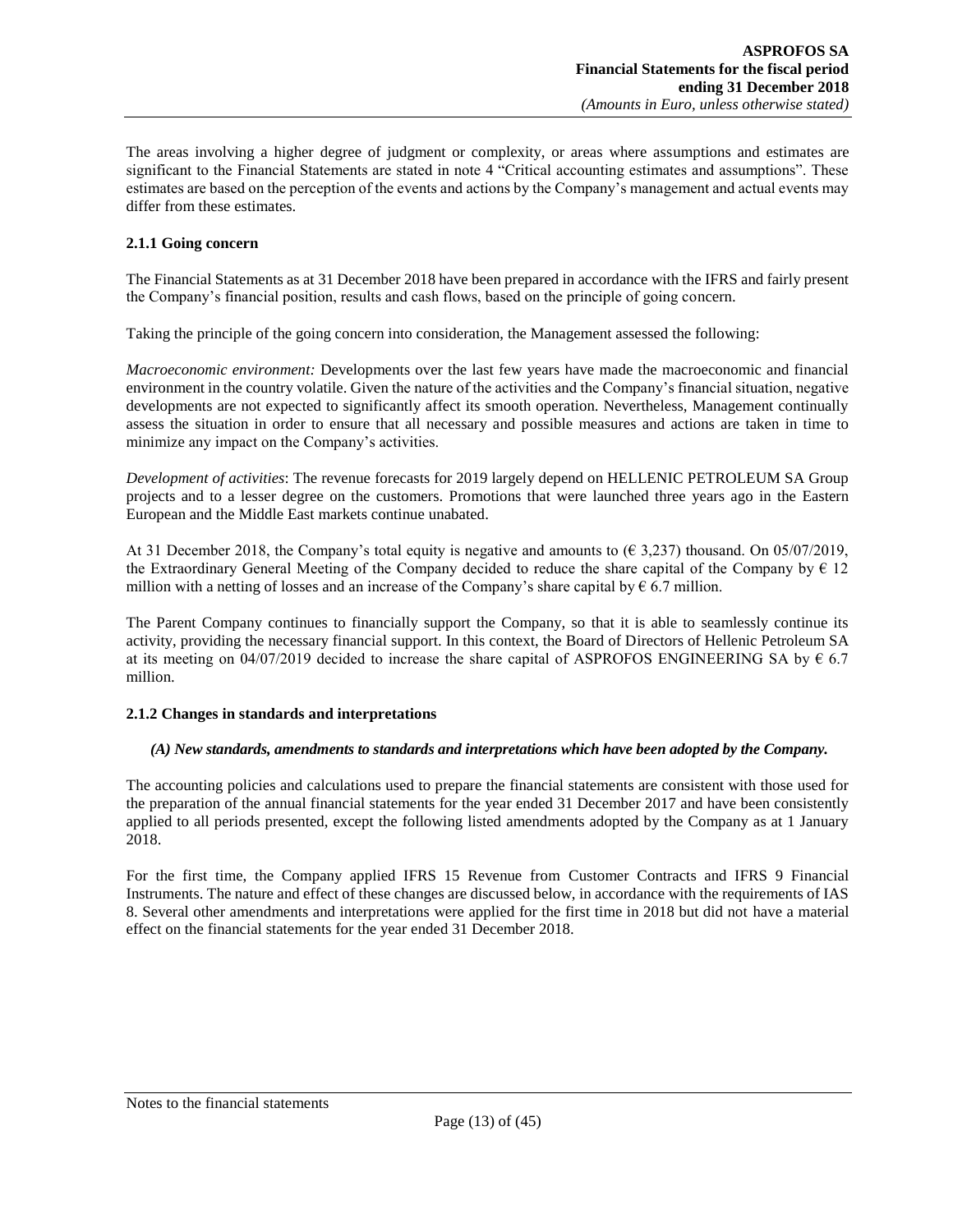The areas involving a higher degree of judgment or complexity, or areas where assumptions and estimates are significant to the Financial Statements are stated in note 4 "Critical accounting estimates and assumptions". These estimates are based on the perception of the events and actions by the Company's management and actual events may differ from these estimates.

### 2.1.1 Going concern

The Financial Statements as at 31 December 2018 have been prepared in accordance with the IFRS and fairly present the Company's financial position, results and cash flows, based on the principle of going concern.

Taking the principle of the going concern into consideration, the Management assessed the following:

*Macroeconomic environment:* Developments over the last few years have made the macroeconomic and financial environment in the country volatile. Given the nature of the activities and the Company's financial situation, negative developments are not expected to significantly affect its smooth operation. Nevertheless, Management continually assess the situation in order to ensure that all necessary and possible measures and actions are taken in time to minimize any impact on the Company's activities.

*Development of activities*: The revenue forecasts for 2019 largely depend on HELLENIC PETROLEUM SA Group projects and to a lesser degree on the customers. Promotions that were launched three years ago in the Eastern European and the Middle East markets continue unabated.

At 31 December 2018, the Company's total equity is negative and amounts to (€ 3,237) thousand. On 05/07/2019, the Extraordinary General Meeting of the Company decided to reduce the share capital of the Company by € 12 million with a netting of losses and an increase of the Company's share capital by € 6.7 million.

The Parent Company continues to financially support the Company, so that it is able to seamlessly continue its activity, providing the necessary financial support. In this context, the Board of Directors of Hellenic Petroleum SA at its meeting on 04/07/2019 decided to increase the share capital of ASPROFOS ENGINEERING SA by € 6.7 million.

### 2.1.2 Changes in standards and interpretations

***(A) New standards, amendments to standards and interpretations which have been adopted by the Company.***

The accounting policies and calculations used to prepare the financial statements are consistent with those used for the preparation of the annual financial statements for the year ended 31 December 2017 and have been consistently applied to all periods presented, except the following listed amendments adopted by the Company as at 1 January 2018.

For the first time, the Company applied IFRS 15 Revenue from Customer Contracts and IFRS 9 Financial Instruments. The nature and effect of these changes are discussed below, in accordance with the requirements of IAS 8. Several other amendments and interpretations were applied for the first time in 2018 but did not have a material effect on the financial statements for the year ended 31 December 2018.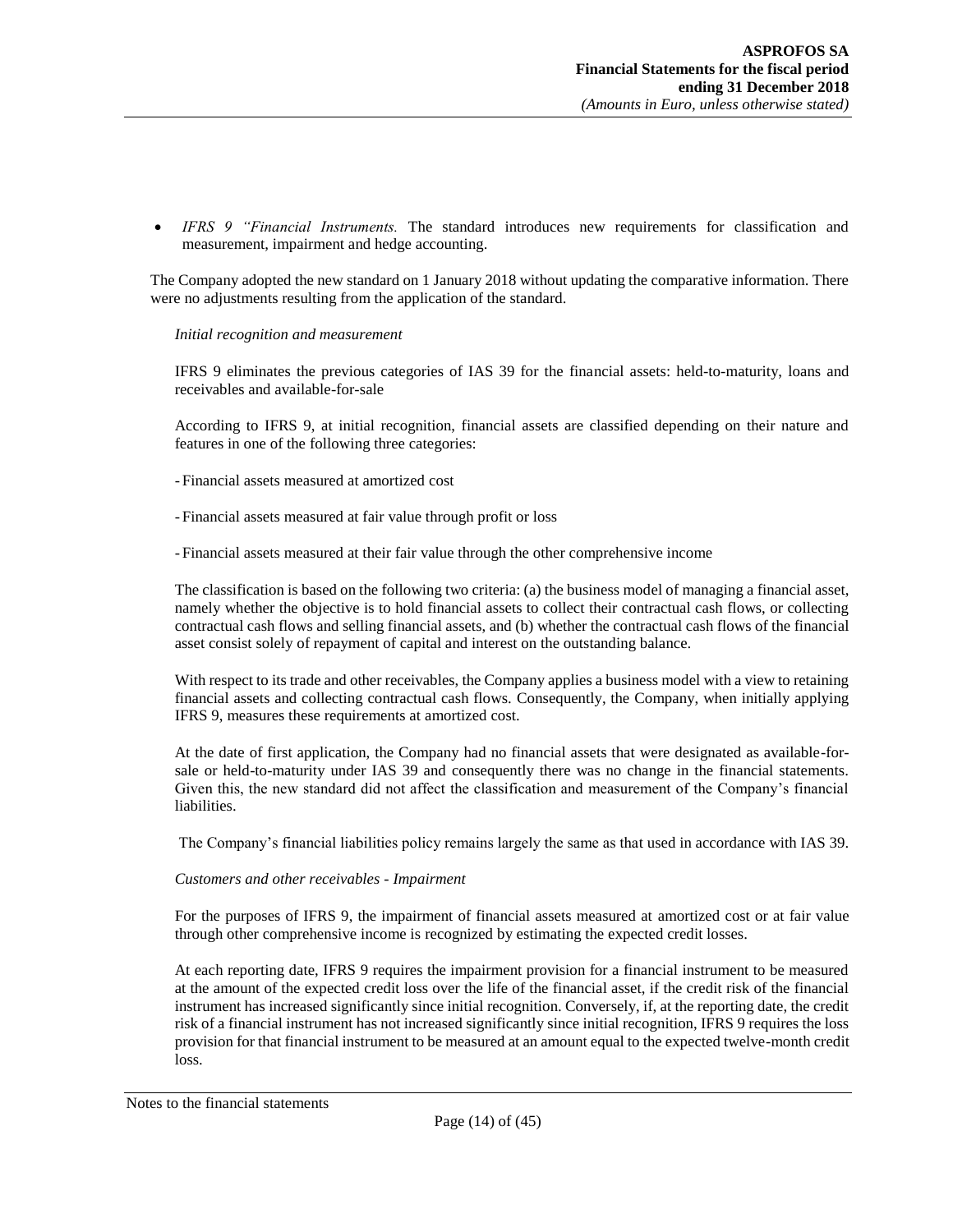- *IFRS 9 "Financial Instruments.* The standard introduces new requirements for classification and measurement, impairment and hedge accounting.

The Company adopted the new standard on 1 January 2018 without updating the comparative information. There were no adjustments resulting from the application of the standard.

*Initial recognition and measurement*

IFRS 9 eliminates the previous categories of IAS 39 for the financial assets: held-to-maturity, loans and receivables and available-for-sale

According to IFRS 9, at initial recognition, financial assets are classified depending on their nature and features in one of the following three categories:

- Financial assets measured at amortized cost

- Financial assets measured at fair value through profit or loss

- Financial assets measured at their fair value through the other comprehensive income

The classification is based on the following two criteria: (a) the business model of managing a financial asset, namely whether the objective is to hold financial assets to collect their contractual cash flows, or collecting contractual cash flows and selling financial assets, and (b) whether the contractual cash flows of the financial asset consist solely of repayment of capital and interest on the outstanding balance.

With respect to its trade and other receivables, the Company applies a business model with a view to retaining financial assets and collecting contractual cash flows. Consequently, the Company, when initially applying IFRS 9, measures these requirements at amortized cost.

At the date of first application, the Company had no financial assets that were designated as available-for-sale or held-to-maturity under IAS 39 and consequently there was no change in the financial statements. Given this, the new standard did not affect the classification and measurement of the Company's financial liabilities.

The Company's financial liabilities policy remains largely the same as that used in accordance with IAS 39.

*Customers and other receivables - Impairment*

For the purposes of IFRS 9, the impairment of financial assets measured at amortized cost or at fair value through other comprehensive income is recognized by estimating the expected credit losses.

At each reporting date, IFRS 9 requires the impairment provision for a financial instrument to be measured at the amount of the expected credit loss over the life of the financial asset, if the credit risk of the financial instrument has increased significantly since initial recognition. Conversely, if, at the reporting date, the credit risk of a financial instrument has not increased significantly since initial recognition, IFRS 9 requires the loss provision for that financial instrument to be measured at an amount equal to the expected twelve-month credit loss.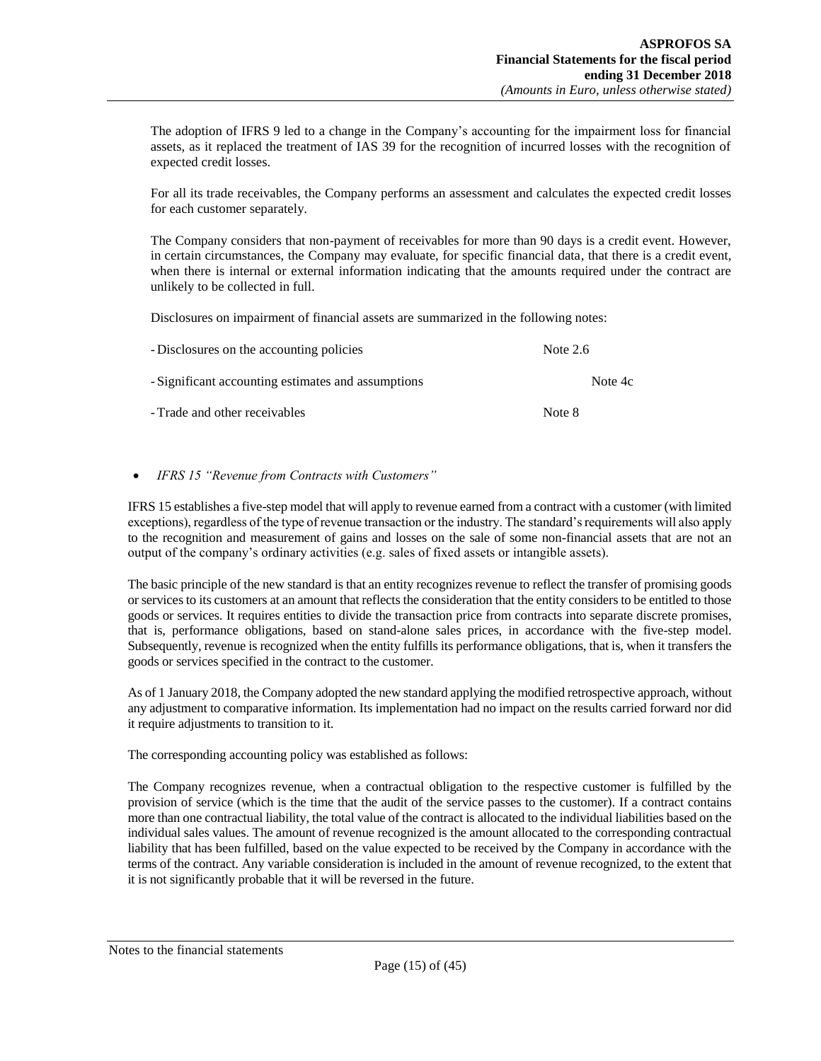The adoption of IFRS 9 led to a change in the Company's accounting for the impairment loss for financial assets, as it replaced the treatment of IAS 39 for the recognition of incurred losses with the recognition of expected credit losses.

For all its trade receivables, the Company performs an assessment and calculates the expected credit losses for each customer separately.

The Company considers that non-payment of receivables for more than 90 days is a credit event. However, in certain circumstances, the Company may evaluate, for specific financial data, that there is a credit event, when there is internal or external information indicating that the amounts required under the contract are unlikely to be collected in full.

Disclosures on impairment of financial assets are summarized in the following notes:

| | |
|---|---|
| - Disclosures on the accounting policies | Note 2.6 |
| - Significant accounting estimates and assumptions | Note 4c |
| - Trade and other receivables | Note 8 |

- *IFRS 15 "Revenue from Contracts with Customers"*

IFRS 15 establishes a five-step model that will apply to revenue earned from a contract with a customer (with limited exceptions), regardless of the type of revenue transaction or the industry. The standard's requirements will also apply to the recognition and measurement of gains and losses on the sale of some non-financial assets that are not an output of the company's ordinary activities (e.g. sales of fixed assets or intangible assets).

The basic principle of the new standard is that an entity recognizes revenue to reflect the transfer of promising goods or services to its customers at an amount that reflects the consideration that the entity considers to be entitled to those goods or services. It requires entities to divide the transaction price from contracts into separate discrete promises, that is, performance obligations, based on stand-alone sales prices, in accordance with the five-step model. Subsequently, revenue is recognized when the entity fulfills its performance obligations, that is, when it transfers the goods or services specified in the contract to the customer.

As of 1 January 2018, the Company adopted the new standard applying the modified retrospective approach, without any adjustment to comparative information. Its implementation had no impact on the results carried forward nor did it require adjustments to transition to it.

The corresponding accounting policy was established as follows:

The Company recognizes revenue, when a contractual obligation to the respective customer is fulfilled by the provision of service (which is the time that the audit of the service passes to the customer). If a contract contains more than one contractual liability, the total value of the contract is allocated to the individual liabilities based on the individual sales values. The amount of revenue recognized is the amount allocated to the corresponding contractual liability that has been fulfilled, based on the value expected to be received by the Company in accordance with the terms of the contract. Any variable consideration is included in the amount of revenue recognized, to the extent that it is not significantly probable that it will be reversed in the future.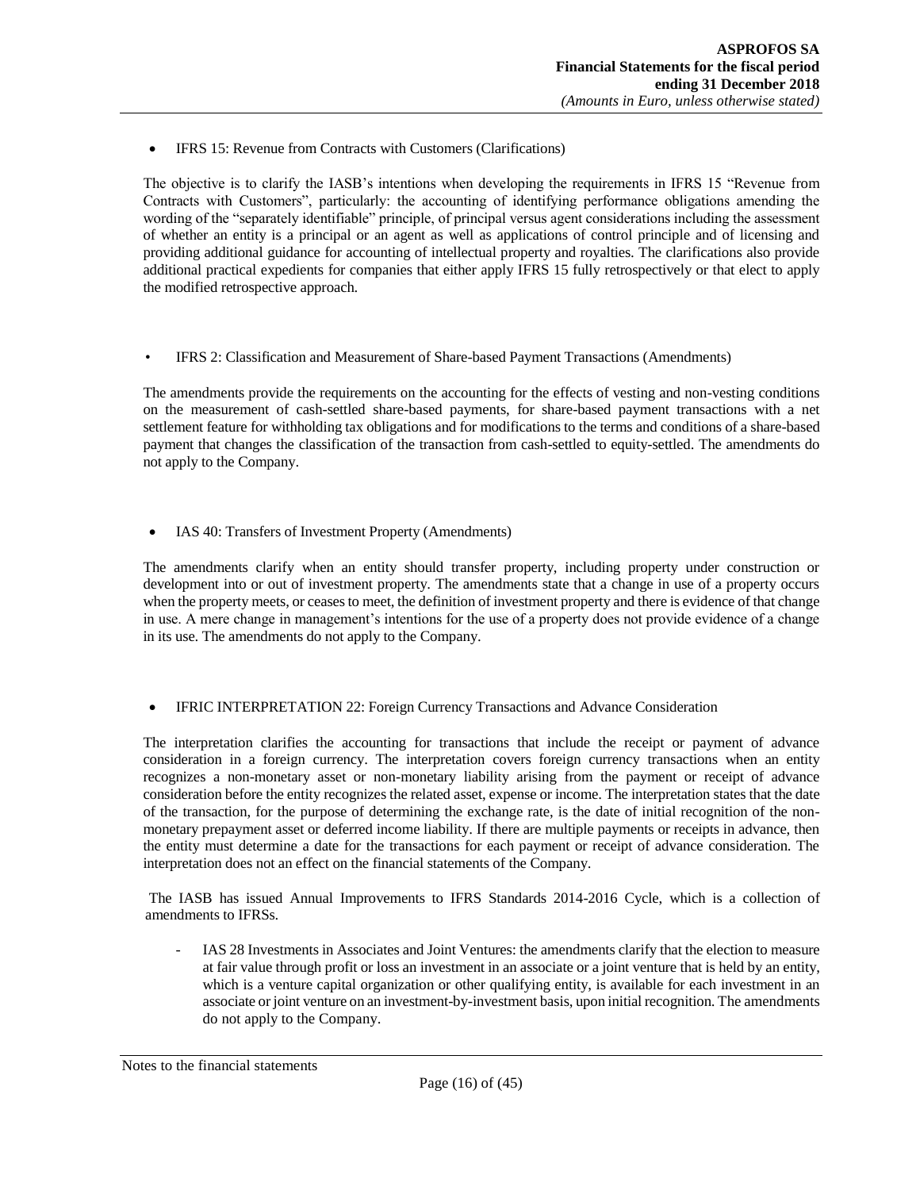- IFRS 15: Revenue from Contracts with Customers (Clarifications)

The objective is to clarify the IASB's intentions when developing the requirements in IFRS 15 "Revenue from Contracts with Customers", particularly: the accounting of identifying performance obligations amending the wording of the "separately identifiable" principle, of principal versus agent considerations including the assessment of whether an entity is a principal or an agent as well as applications of control principle and of licensing and providing additional guidance for accounting of intellectual property and royalties. The clarifications also provide additional practical expedients for companies that either apply IFRS 15 fully retrospectively or that elect to apply the modified retrospective approach.

- IFRS 2: Classification and Measurement of Share-based Payment Transactions (Amendments)

The amendments provide the requirements on the accounting for the effects of vesting and non-vesting conditions on the measurement of cash-settled share-based payments, for share-based payment transactions with a net settlement feature for withholding tax obligations and for modifications to the terms and conditions of a share-based payment that changes the classification of the transaction from cash-settled to equity-settled. The amendments do not apply to the Company.

- IAS 40: Transfers of Investment Property (Amendments)

The amendments clarify when an entity should transfer property, including property under construction or development into or out of investment property. The amendments state that a change in use of a property occurs when the property meets, or ceases to meet, the definition of investment property and there is evidence of that change in use. A mere change in management's intentions for the use of a property does not provide evidence of a change in its use. The amendments do not apply to the Company.

- IFRIC INTERPRETATION 22: Foreign Currency Transactions and Advance Consideration

The interpretation clarifies the accounting for transactions that include the receipt or payment of advance consideration in a foreign currency. The interpretation covers foreign currency transactions when an entity recognizes a non-monetary asset or non-monetary liability arising from the payment or receipt of advance consideration before the entity recognizes the related asset, expense or income. The interpretation states that the date of the transaction, for the purpose of determining the exchange rate, is the date of initial recognition of the non-monetary prepayment asset or deferred income liability. If there are multiple payments or receipts in advance, then the entity must determine a date for the transactions for each payment or receipt of advance consideration. The interpretation does not an effect on the financial statements of the Company.

The IASB has issued Annual Improvements to IFRS Standards 2014-2016 Cycle, which is a collection of amendments to IFRSs.

- IAS 28 Investments in Associates and Joint Ventures: the amendments clarify that the election to measure at fair value through profit or loss an investment in an associate or a joint venture that is held by an entity, which is a venture capital organization or other qualifying entity, is available for each investment in an associate or joint venture on an investment-by-investment basis, upon initial recognition. The amendments do not apply to the Company.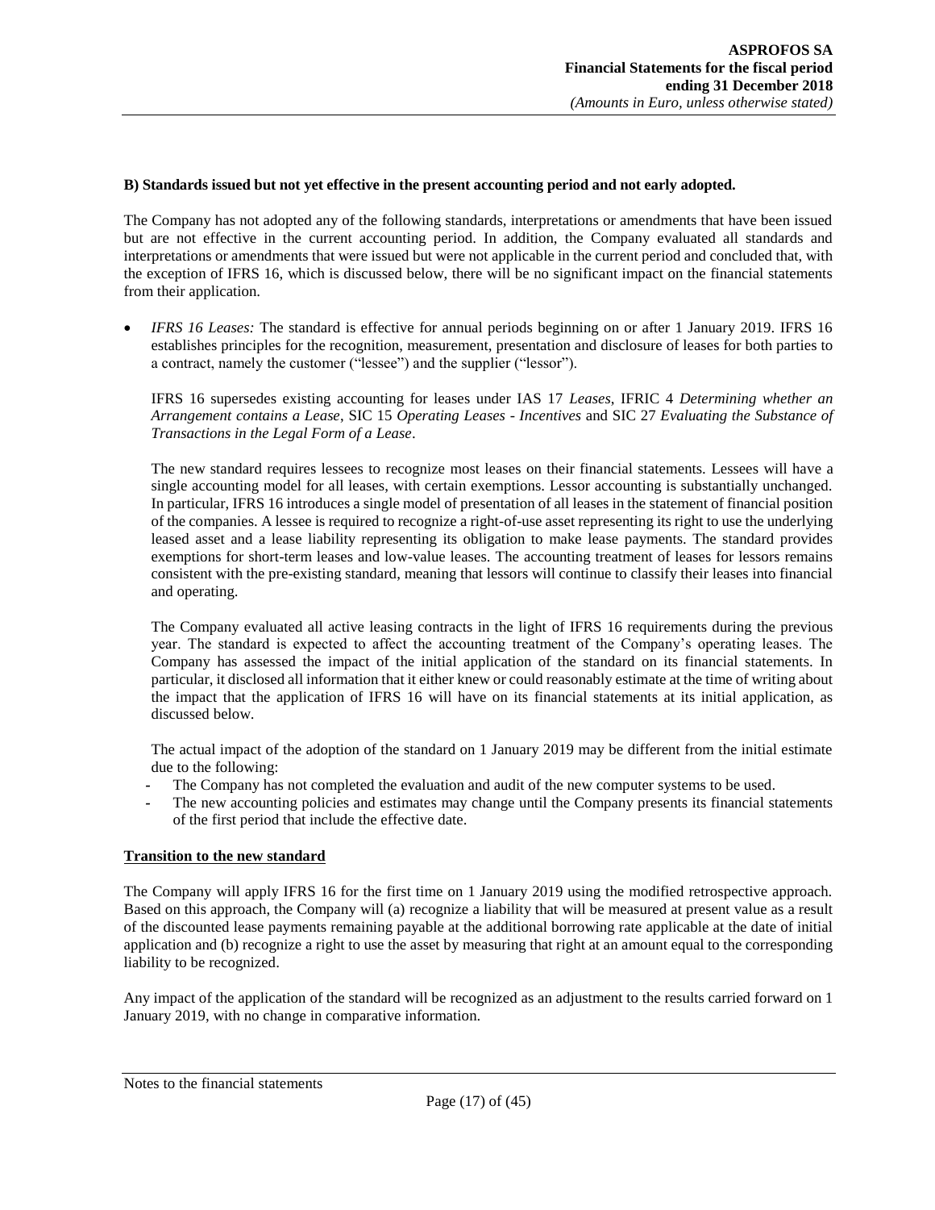**B) Standards issued but not yet effective in the present accounting period and not early adopted.**

The Company has not adopted any of the following standards, interpretations or amendments that have been issued but are not effective in the current accounting period. In addition, the Company evaluated all standards and interpretations or amendments that were issued but were not applicable in the current period and concluded that, with the exception of IFRS 16, which is discussed below, there will be no significant impact on the financial statements from their application.

- *IFRS 16 Leases:* The standard is effective for annual periods beginning on or after 1 January 2019. IFRS 16 establishes principles for the recognition, measurement, presentation and disclosure of leases for both parties to a contract, namely the customer ("lessee") and the supplier ("lessor").

  IFRS 16 supersedes existing accounting for leases under IAS 17 *Leases*, IFRIC 4 *Determining whether an Arrangement contains a Lease*, SIC 15 *Operating Leases - Incentives* and SIC 27 *Evaluating the Substance of Transactions in the Legal Form of a Lease*.

  The new standard requires lessees to recognize most leases on their financial statements. Lessees will have a single accounting model for all leases, with certain exemptions. Lessor accounting is substantially unchanged. In particular, IFRS 16 introduces a single model of presentation of all leases in the statement of financial position of the companies. A lessee is required to recognize a right-of-use asset representing its right to use the underlying leased asset and a lease liability representing its obligation to make lease payments. The standard provides exemptions for short-term leases and low-value leases. The accounting treatment of leases for lessors remains consistent with the pre-existing standard, meaning that lessors will continue to classify their leases into financial and operating.

  The Company evaluated all active leasing contracts in the light of IFRS 16 requirements during the previous year. The standard is expected to affect the accounting treatment of the Company's operating leases. The Company has assessed the impact of the initial application of the standard on its financial statements. In particular, it disclosed all information that it either knew or could reasonably estimate at the time of writing about the impact that the application of IFRS 16 will have on its financial statements at its initial application, as discussed below.

  The actual impact of the adoption of the standard on 1 January 2019 may be different from the initial estimate due to the following:
  - The Company has not completed the evaluation and audit of the new computer systems to be used.
  - The new accounting policies and estimates may change until the Company presents its financial statements of the first period that include the effective date.

**<u>Transition to the new standard</u>**

The Company will apply IFRS 16 for the first time on 1 January 2019 using the modified retrospective approach. Based on this approach, the Company will (a) recognize a liability that will be measured at present value as a result of the discounted lease payments remaining payable at the additional borrowing rate applicable at the date of initial application and (b) recognize a right to use the asset by measuring that right at an amount equal to the corresponding liability to be recognized.

Any impact of the application of the standard will be recognized as an adjustment to the results carried forward on 1 January 2019, with no change in comparative information.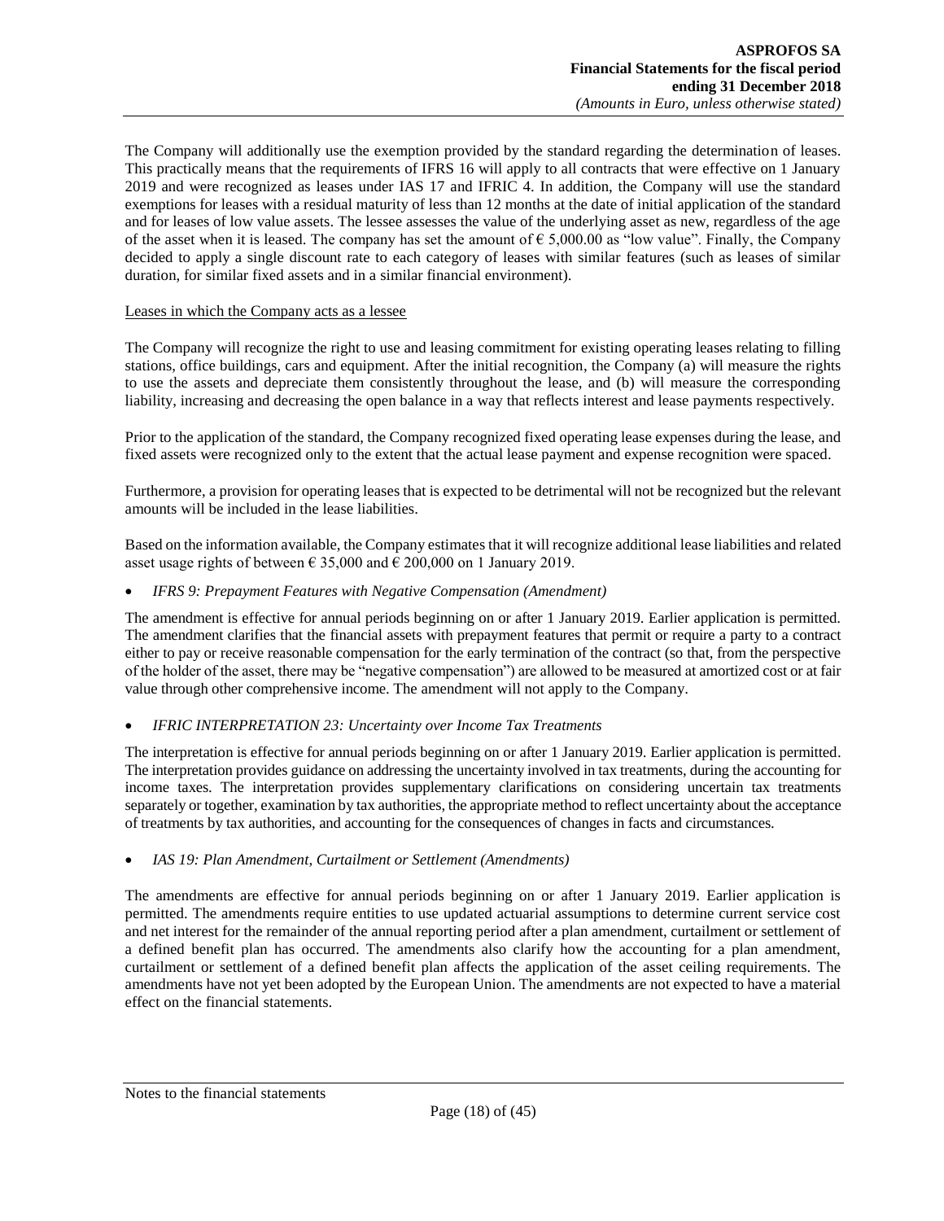The Company will additionally use the exemption provided by the standard regarding the determination of leases. This practically means that the requirements of IFRS 16 will apply to all contracts that were effective on 1 January 2019 and were recognized as leases under IAS 17 and IFRIC 4. In addition, the Company will use the standard exemptions for leases with a residual maturity of less than 12 months at the date of initial application of the standard and for leases of low value assets. The lessee assesses the value of the underlying asset as new, regardless of the age of the asset when it is leased. The company has set the amount of € 5,000.00 as "low value". Finally, the Company decided to apply a single discount rate to each category of leases with similar features (such as leases of similar duration, for similar fixed assets and in a similar financial environment).

Leases in which the Company acts as a lessee

The Company will recognize the right to use and leasing commitment for existing operating leases relating to filling stations, office buildings, cars and equipment. After the initial recognition, the Company (a) will measure the rights to use the assets and depreciate them consistently throughout the lease, and (b) will measure the corresponding liability, increasing and decreasing the open balance in a way that reflects interest and lease payments respectively.

Prior to the application of the standard, the Company recognized fixed operating lease expenses during the lease, and fixed assets were recognized only to the extent that the actual lease payment and expense recognition were spaced.

Furthermore, a provision for operating leases that is expected to be detrimental will not be recognized but the relevant amounts will be included in the lease liabilities.

Based on the information available, the Company estimates that it will recognize additional lease liabilities and related asset usage rights of between € 35,000 and € 200,000 on 1 January 2019.

- *IFRS 9: Prepayment Features with Negative Compensation (Amendment)*

The amendment is effective for annual periods beginning on or after 1 January 2019. Earlier application is permitted. The amendment clarifies that the financial assets with prepayment features that permit or require a party to a contract either to pay or receive reasonable compensation for the early termination of the contract (so that, from the perspective of the holder of the asset, there may be "negative compensation") are allowed to be measured at amortized cost or at fair value through other comprehensive income. The amendment will not apply to the Company.

- *IFRIC INTERPRETATION 23: Uncertainty over Income Tax Treatments*

The interpretation is effective for annual periods beginning on or after 1 January 2019. Earlier application is permitted. The interpretation provides guidance on addressing the uncertainty involved in tax treatments, during the accounting for income taxes. The interpretation provides supplementary clarifications on considering uncertain tax treatments separately or together, examination by tax authorities, the appropriate method to reflect uncertainty about the acceptance of treatments by tax authorities, and accounting for the consequences of changes in facts and circumstances.

- *IAS 19: Plan Amendment, Curtailment or Settlement (Amendments)*

The amendments are effective for annual periods beginning on or after 1 January 2019. Earlier application is permitted. The amendments require entities to use updated actuarial assumptions to determine current service cost and net interest for the remainder of the annual reporting period after a plan amendment, curtailment or settlement of a defined benefit plan has occurred. The amendments also clarify how the accounting for a plan amendment, curtailment or settlement of a defined benefit plan affects the application of the asset ceiling requirements. The amendments have not yet been adopted by the European Union. The amendments are not expected to have a material effect on the financial statements.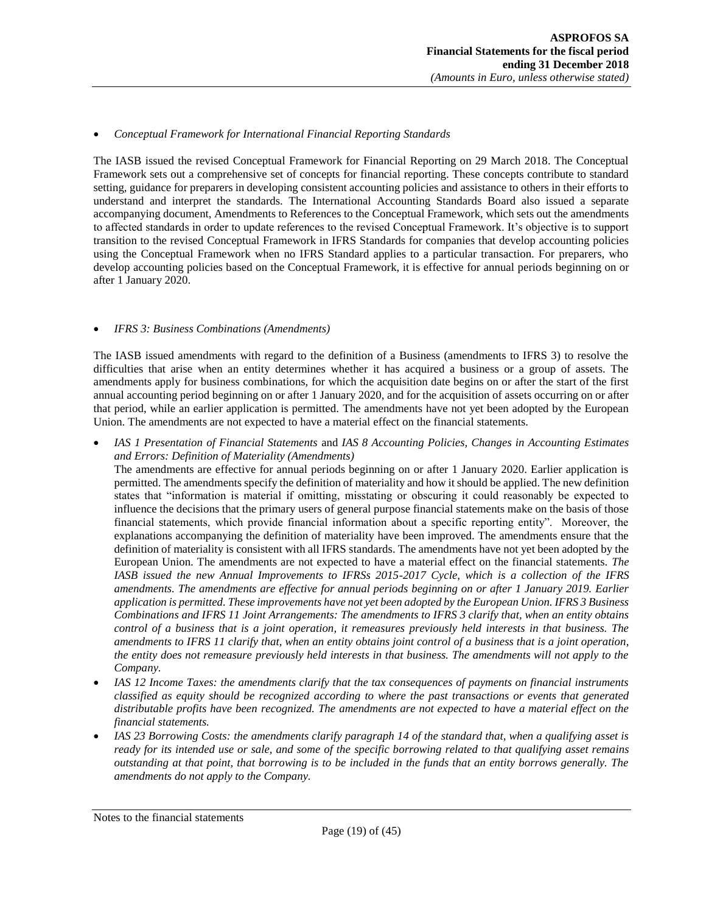- *Conceptual Framework for International Financial Reporting Standards*

The IASB issued the revised Conceptual Framework for Financial Reporting on 29 March 2018. The Conceptual Framework sets out a comprehensive set of concepts for financial reporting. These concepts contribute to standard setting, guidance for preparers in developing consistent accounting policies and assistance to others in their efforts to understand and interpret the standards. The International Accounting Standards Board also issued a separate accompanying document, Amendments to References to the Conceptual Framework, which sets out the amendments to affected standards in order to update references to the revised Conceptual Framework. It's objective is to support transition to the revised Conceptual Framework in IFRS Standards for companies that develop accounting policies using the Conceptual Framework when no IFRS Standard applies to a particular transaction. For preparers, who develop accounting policies based on the Conceptual Framework, it is effective for annual periods beginning on or after 1 January 2020.

- *IFRS 3: Business Combinations (Amendments)*

The IASB issued amendments with regard to the definition of a Business (amendments to IFRS 3) to resolve the difficulties that arise when an entity determines whether it has acquired a business or a group of assets. The amendments apply for business combinations, for which the acquisition date begins on or after the start of the first annual accounting period beginning on or after 1 January 2020, and for the acquisition of assets occurring on or after that period, while an earlier application is permitted. The amendments have not yet been adopted by the European Union. The amendments are not expected to have a material effect on the financial statements.

- *IAS 1 Presentation of Financial Statements* and *IAS 8 Accounting Policies, Changes in Accounting Estimates and Errors: Definition of Materiality (Amendments)*
  The amendments are effective for annual periods beginning on or after 1 January 2020. Earlier application is permitted. The amendments specify the definition of materiality and how it should be applied. The new definition states that "information is material if omitting, misstating or obscuring it could reasonably be expected to influence the decisions that the primary users of general purpose financial statements make on the basis of those financial statements, which provide financial information about a specific reporting entity". Moreover, the explanations accompanying the definition of materiality have been improved. The amendments ensure that the definition of materiality is consistent with all IFRS standards. The amendments have not yet been adopted by the European Union. The amendments are not expected to have a material effect on the financial statements. *The IASB issued the new Annual Improvements to IFRSs 2015-2017 Cycle, which is a collection of the IFRS amendments. The amendments are effective for annual periods beginning on or after 1 January 2019. Earlier application is permitted. These improvements have not yet been adopted by the European Union. IFRS 3 Business Combinations and IFRS 11 Joint Arrangements: The amendments to IFRS 3 clarify that, when an entity obtains control of a business that is a joint operation, it remeasures previously held interests in that business. The amendments to IFRS 11 clarify that, when an entity obtains joint control of a business that is a joint operation, the entity does not remeasure previously held interests in that business. The amendments will not apply to the Company.*
- *IAS 12 Income Taxes: the amendments clarify that the tax consequences of payments on financial instruments classified as equity should be recognized according to where the past transactions or events that generated distributable profits have been recognized. The amendments are not expected to have a material effect on the financial statements.*
- *IAS 23 Borrowing Costs: the amendments clarify paragraph 14 of the standard that, when a qualifying asset is ready for its intended use or sale, and some of the specific borrowing related to that qualifying asset remains outstanding at that point, that borrowing is to be included in the funds that an entity borrows generally. The amendments do not apply to the Company.*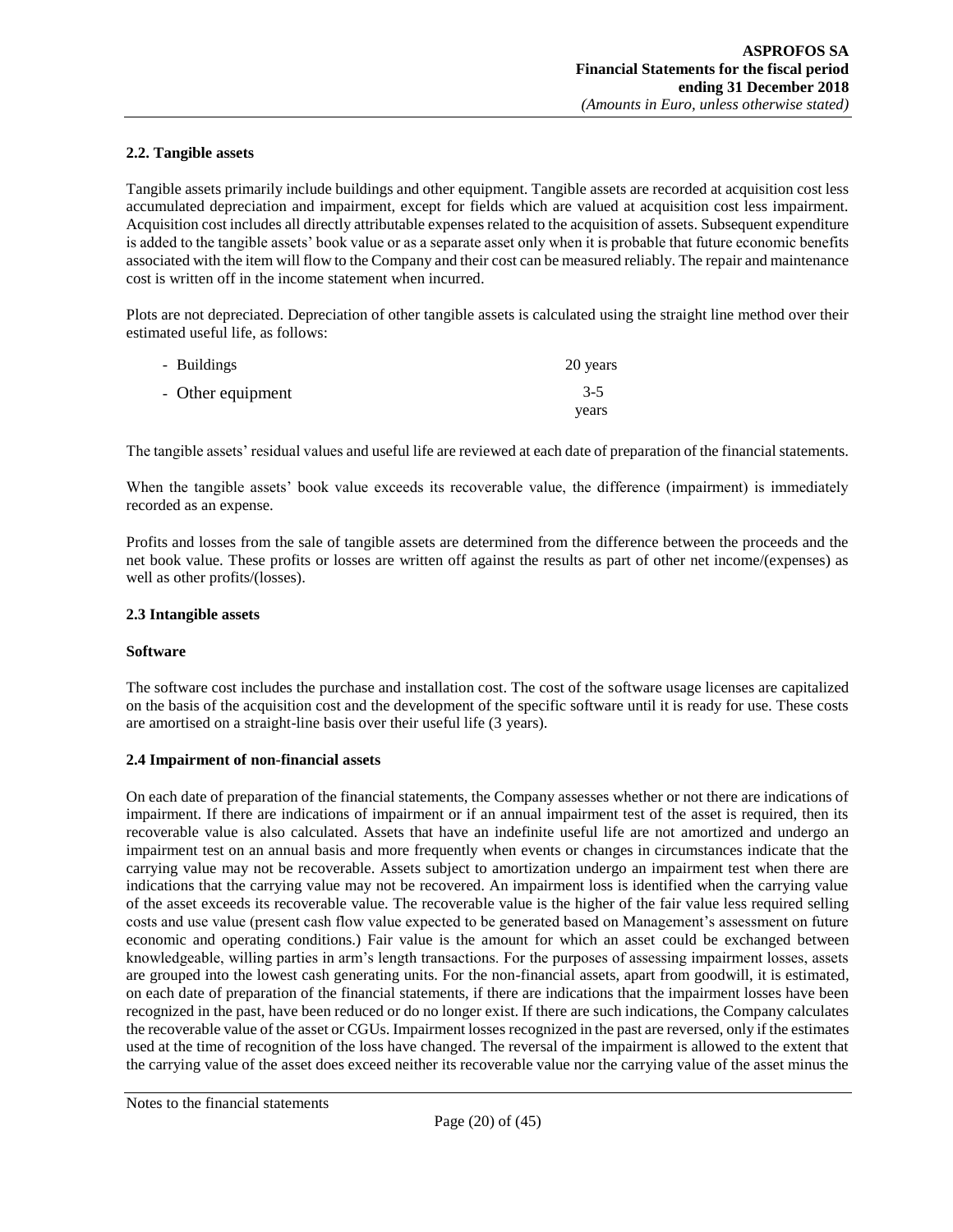### 2.2. Tangible assets

Tangible assets primarily include buildings and other equipment. Tangible assets are recorded at acquisition cost less accumulated depreciation and impairment, except for fields which are valued at acquisition cost less impairment. Acquisition cost includes all directly attributable expenses related to the acquisition of assets. Subsequent expenditure is added to the tangible assets' book value or as a separate asset only when it is probable that future economic benefits associated with the item will flow to the Company and their cost can be measured reliably. The repair and maintenance cost is written off in the income statement when incurred.

Plots are not depreciated. Depreciation of other tangible assets is calculated using the straight line method over their estimated useful life, as follows:

| | |
|---|---|
| - Buildings | 20 years |
| - Other equipment | 3-5 years |

The tangible assets' residual values and useful life are reviewed at each date of preparation of the financial statements.

When the tangible assets' book value exceeds its recoverable value, the difference (impairment) is immediately recorded as an expense.

Profits and losses from the sale of tangible assets are determined from the difference between the proceeds and the net book value. These profits or losses are written off against the results as part of other net income/(expenses) as well as other profits/(losses).

### 2.3 Intangible assets

**Software**

The software cost includes the purchase and installation cost. The cost of the software usage licenses are capitalized on the basis of the acquisition cost and the development of the specific software until it is ready for use. These costs are amortised on a straight-line basis over their useful life (3 years).

### 2.4 Impairment of non-financial assets

On each date of preparation of the financial statements, the Company assesses whether or not there are indications of impairment. If there are indications of impairment or if an annual impairment test of the asset is required, then its recoverable value is also calculated. Assets that have an indefinite useful life are not amortized and undergo an impairment test on an annual basis and more frequently when events or changes in circumstances indicate that the carrying value may not be recoverable. Assets subject to amortization undergo an impairment test when there are indications that the carrying value may not be recovered. An impairment loss is identified when the carrying value of the asset exceeds its recoverable value. The recoverable value is the higher of the fair value less required selling costs and use value (present cash flow value expected to be generated based on Management's assessment on future economic and operating conditions.) Fair value is the amount for which an asset could be exchanged between knowledgeable, willing parties in arm's length transactions. For the purposes of assessing impairment losses, assets are grouped into the lowest cash generating units. For the non-financial assets, apart from goodwill, it is estimated, on each date of preparation of the financial statements, if there are indications that the impairment losses have been recognized in the past, have been reduced or do no longer exist. If there are such indications, the Company calculates the recoverable value of the asset or CGUs. Impairment losses recognized in the past are reversed, only if the estimates used at the time of recognition of the loss have changed. The reversal of the impairment is allowed to the extent that the carrying value of the asset does exceed neither its recoverable value nor the carrying value of the asset minus the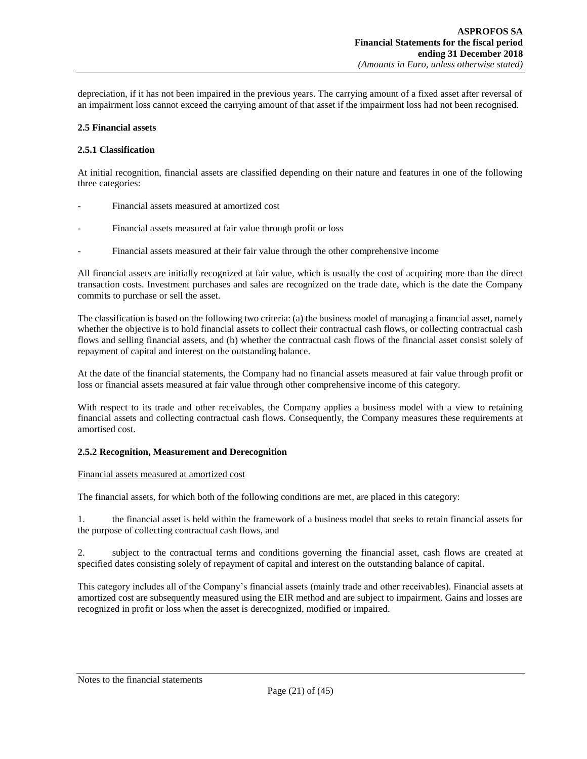depreciation, if it has not been impaired in the previous years. The carrying amount of a fixed asset after reversal of an impairment loss cannot exceed the carrying amount of that asset if the impairment loss had not been recognised.

### 2.5 Financial assets

#### 2.5.1 Classification

At initial recognition, financial assets are classified depending on their nature and features in one of the following three categories:

- Financial assets measured at amortized cost
- Financial assets measured at fair value through profit or loss
- Financial assets measured at their fair value through the other comprehensive income

All financial assets are initially recognized at fair value, which is usually the cost of acquiring more than the direct transaction costs. Investment purchases and sales are recognized on the trade date, which is the date the Company commits to purchase or sell the asset.

The classification is based on the following two criteria: (a) the business model of managing a financial asset, namely whether the objective is to hold financial assets to collect their contractual cash flows, or collecting contractual cash flows and selling financial assets, and (b) whether the contractual cash flows of the financial asset consist solely of repayment of capital and interest on the outstanding balance.

At the date of the financial statements, the Company had no financial assets measured at fair value through profit or loss or financial assets measured at fair value through other comprehensive income of this category.

With respect to its trade and other receivables, the Company applies a business model with a view to retaining financial assets and collecting contractual cash flows. Consequently, the Company measures these requirements at amortised cost.

#### 2.5.2 Recognition, Measurement and Derecognition

Financial assets measured at amortized cost

The financial assets, for which both of the following conditions are met, are placed in this category:

1. the financial asset is held within the framework of a business model that seeks to retain financial assets for the purpose of collecting contractual cash flows, and

2. subject to the contractual terms and conditions governing the financial asset, cash flows are created at specified dates consisting solely of repayment of capital and interest on the outstanding balance of capital.

This category includes all of the Company's financial assets (mainly trade and other receivables). Financial assets at amortized cost are subsequently measured using the EIR method and are subject to impairment. Gains and losses are recognized in profit or loss when the asset is derecognized, modified or impaired.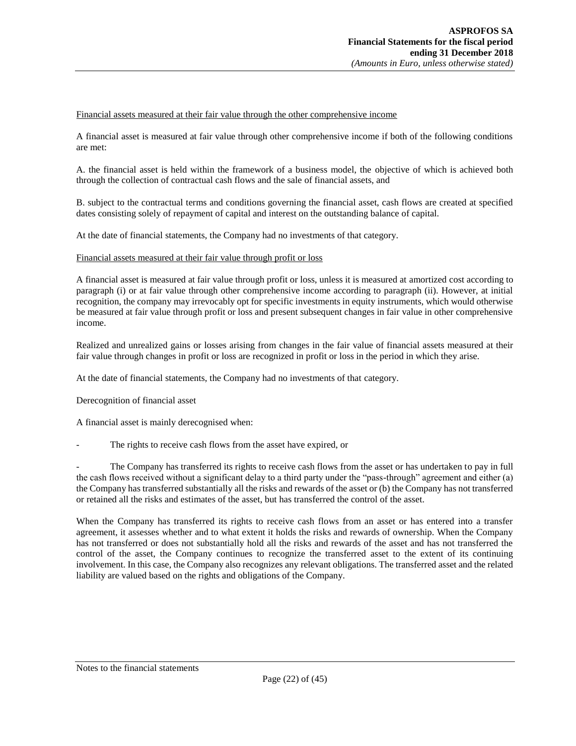<u>Financial assets measured at their fair value through the other comprehensive income</u>

A financial asset is measured at fair value through other comprehensive income if both of the following conditions are met:

A. the financial asset is held within the framework of a business model, the objective of which is achieved both through the collection of contractual cash flows and the sale of financial assets, and

B. subject to the contractual terms and conditions governing the financial asset, cash flows are created at specified dates consisting solely of repayment of capital and interest on the outstanding balance of capital.

At the date of financial statements, the Company had no investments of that category.

<u>Financial assets measured at their fair value through profit or loss</u>

A financial asset is measured at fair value through profit or loss, unless it is measured at amortized cost according to paragraph (i) or at fair value through other comprehensive income according to paragraph (ii). However, at initial recognition, the company may irrevocably opt for specific investments in equity instruments, which would otherwise be measured at fair value through profit or loss and present subsequent changes in fair value in other comprehensive income.

Realized and unrealized gains or losses arising from changes in the fair value of financial assets measured at their fair value through changes in profit or loss are recognized in profit or loss in the period in which they arise.

At the date of financial statements, the Company had no investments of that category.

Derecognition of financial asset

A financial asset is mainly derecognised when:

- The rights to receive cash flows from the asset have expired, or

- The Company has transferred its rights to receive cash flows from the asset or has undertaken to pay in full the cash flows received without a significant delay to a third party under the "pass-through" agreement and either (a) the Company has transferred substantially all the risks and rewards of the asset or (b) the Company has not transferred or retained all the risks and estimates of the asset, but has transferred the control of the asset.

When the Company has transferred its rights to receive cash flows from an asset or has entered into a transfer agreement, it assesses whether and to what extent it holds the risks and rewards of ownership. When the Company has not transferred or does not substantially hold all the risks and rewards of the asset and has not transferred the control of the asset, the Company continues to recognize the transferred asset to the extent of its continuing involvement. In this case, the Company also recognizes any relevant obligations. The transferred asset and the related liability are valued based on the rights and obligations of the Company.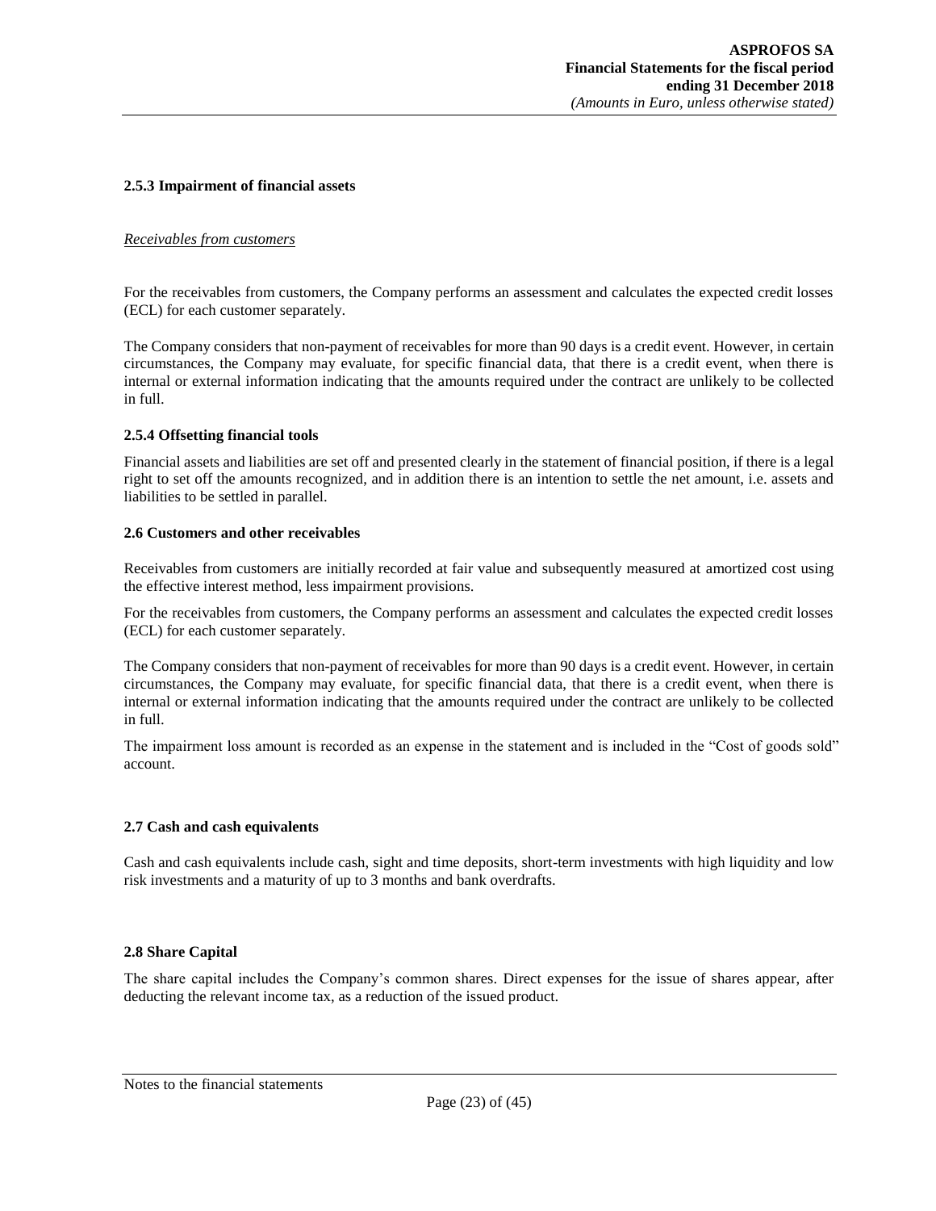### 2.5.3 Impairment of financial assets

*Receivables from customers*

For the receivables from customers, the Company performs an assessment and calculates the expected credit losses (ECL) for each customer separately.

The Company considers that non-payment of receivables for more than 90 days is a credit event. However, in certain circumstances, the Company may evaluate, for specific financial data, that there is a credit event, when there is internal or external information indicating that the amounts required under the contract are unlikely to be collected in full.

### 2.5.4 Offsetting financial tools

Financial assets and liabilities are set off and presented clearly in the statement of financial position, if there is a legal right to set off the amounts recognized, and in addition there is an intention to settle the net amount, i.e. assets and liabilities to be settled in parallel.

### 2.6 Customers and other receivables

Receivables from customers are initially recorded at fair value and subsequently measured at amortized cost using the effective interest method, less impairment provisions.

For the receivables from customers, the Company performs an assessment and calculates the expected credit losses (ECL) for each customer separately.

The Company considers that non-payment of receivables for more than 90 days is a credit event. However, in certain circumstances, the Company may evaluate, for specific financial data, that there is a credit event, when there is internal or external information indicating that the amounts required under the contract are unlikely to be collected in full.

The impairment loss amount is recorded as an expense in the statement and is included in the "Cost of goods sold" account.

### 2.7 Cash and cash equivalents

Cash and cash equivalents include cash, sight and time deposits, short-term investments with high liquidity and low risk investments and a maturity of up to 3 months and bank overdrafts.

### 2.8 Share Capital

The share capital includes the Company's common shares. Direct expenses for the issue of shares appear, after deducting the relevant income tax, as a reduction of the issued product.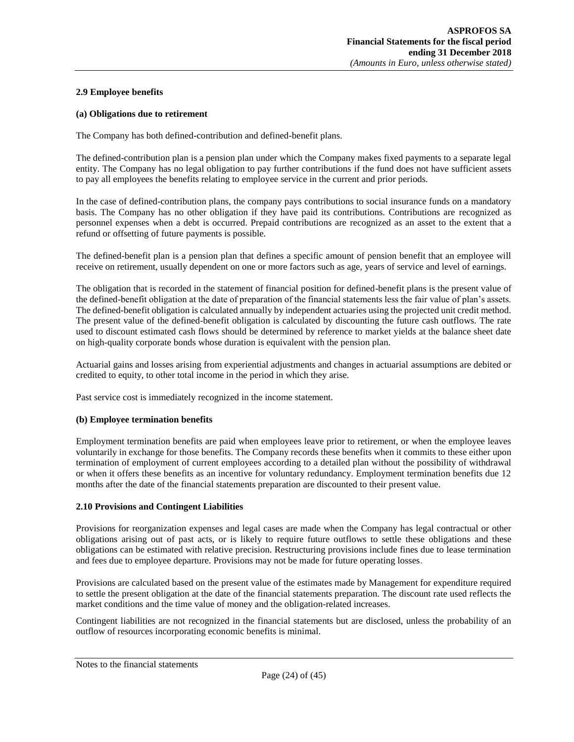### 2.9 Employee benefits

#### (a) Obligations due to retirement

The Company has both defined-contribution and defined-benefit plans.

The defined-contribution plan is a pension plan under which the Company makes fixed payments to a separate legal entity. The Company has no legal obligation to pay further contributions if the fund does not have sufficient assets to pay all employees the benefits relating to employee service in the current and prior periods.

In the case of defined-contribution plans, the company pays contributions to social insurance funds on a mandatory basis. The Company has no other obligation if they have paid its contributions. Contributions are recognized as personnel expenses when a debt is occurred. Prepaid contributions are recognized as an asset to the extent that a refund or offsetting of future payments is possible.

The defined-benefit plan is a pension plan that defines a specific amount of pension benefit that an employee will receive on retirement, usually dependent on one or more factors such as age, years of service and level of earnings.

The obligation that is recorded in the statement of financial position for defined-benefit plans is the present value of the defined-benefit obligation at the date of preparation of the financial statements less the fair value of plan's assets. The defined-benefit obligation is calculated annually by independent actuaries using the projected unit credit method. The present value of the defined-benefit obligation is calculated by discounting the future cash outflows. The rate used to discount estimated cash flows should be determined by reference to market yields at the balance sheet date on high-quality corporate bonds whose duration is equivalent with the pension plan.

Actuarial gains and losses arising from experiential adjustments and changes in actuarial assumptions are debited or credited to equity, to other total income in the period in which they arise.

Past service cost is immediately recognized in the income statement.

#### (b) Employee termination benefits

Employment termination benefits are paid when employees leave prior to retirement, or when the employee leaves voluntarily in exchange for those benefits. The Company records these benefits when it commits to these either upon termination of employment of current employees according to a detailed plan without the possibility of withdrawal or when it offers these benefits as an incentive for voluntary redundancy. Employment termination benefits due 12 months after the date of the financial statements preparation are discounted to their present value.

### 2.10 Provisions and Contingent Liabilities

Provisions for reorganization expenses and legal cases are made when the Company has legal contractual or other obligations arising out of past acts, or is likely to require future outflows to settle these obligations and these obligations can be estimated with relative precision. Restructuring provisions include fines due to lease termination and fees due to employee departure. Provisions may not be made for future operating losses.

Provisions are calculated based on the present value of the estimates made by Management for expenditure required to settle the present obligation at the date of the financial statements preparation. The discount rate used reflects the market conditions and the time value of money and the obligation-related increases.

Contingent liabilities are not recognized in the financial statements but are disclosed, unless the probability of an outflow of resources incorporating economic benefits is minimal.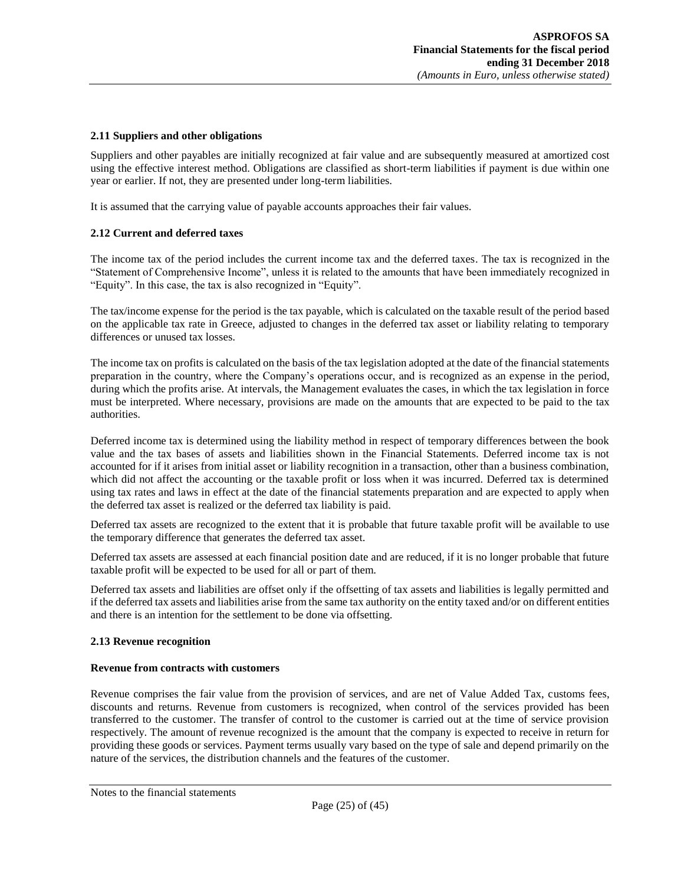### 2.11 Suppliers and other obligations

Suppliers and other payables are initially recognized at fair value and are subsequently measured at amortized cost using the effective interest method. Obligations are classified as short-term liabilities if payment is due within one year or earlier. If not, they are presented under long-term liabilities.

It is assumed that the carrying value of payable accounts approaches their fair values.

### 2.12 Current and deferred taxes

The income tax of the period includes the current income tax and the deferred taxes. The tax is recognized in the "Statement of Comprehensive Income", unless it is related to the amounts that have been immediately recognized in "Equity". In this case, the tax is also recognized in "Equity".

The tax/income expense for the period is the tax payable, which is calculated on the taxable result of the period based on the applicable tax rate in Greece, adjusted to changes in the deferred tax asset or liability relating to temporary differences or unused tax losses.

The income tax on profits is calculated on the basis of the tax legislation adopted at the date of the financial statements preparation in the country, where the Company's operations occur, and is recognized as an expense in the period, during which the profits arise. At intervals, the Management evaluates the cases, in which the tax legislation in force must be interpreted. Where necessary, provisions are made on the amounts that are expected to be paid to the tax authorities.

Deferred income tax is determined using the liability method in respect of temporary differences between the book value and the tax bases of assets and liabilities shown in the Financial Statements. Deferred income tax is not accounted for if it arises from initial asset or liability recognition in a transaction, other than a business combination, which did not affect the accounting or the taxable profit or loss when it was incurred. Deferred tax is determined using tax rates and laws in effect at the date of the financial statements preparation and are expected to apply when the deferred tax asset is realized or the deferred tax liability is paid.

Deferred tax assets are recognized to the extent that it is probable that future taxable profit will be available to use the temporary difference that generates the deferred tax asset.

Deferred tax assets are assessed at each financial position date and are reduced, if it is no longer probable that future taxable profit will be expected to be used for all or part of them.

Deferred tax assets and liabilities are offset only if the offsetting of tax assets and liabilities is legally permitted and if the deferred tax assets and liabilities arise from the same tax authority on the entity taxed and/or on different entities and there is an intention for the settlement to be done via offsetting.

### 2.13 Revenue recognition

**Revenue from contracts with customers**

Revenue comprises the fair value from the provision of services, and are net of Value Added Tax, customs fees, discounts and returns. Revenue from customers is recognized, when control of the services provided has been transferred to the customer. The transfer of control to the customer is carried out at the time of service provision respectively. The amount of revenue recognized is the amount that the company is expected to receive in return for providing these goods or services. Payment terms usually vary based on the type of sale and depend primarily on the nature of the services, the distribution channels and the features of the customer.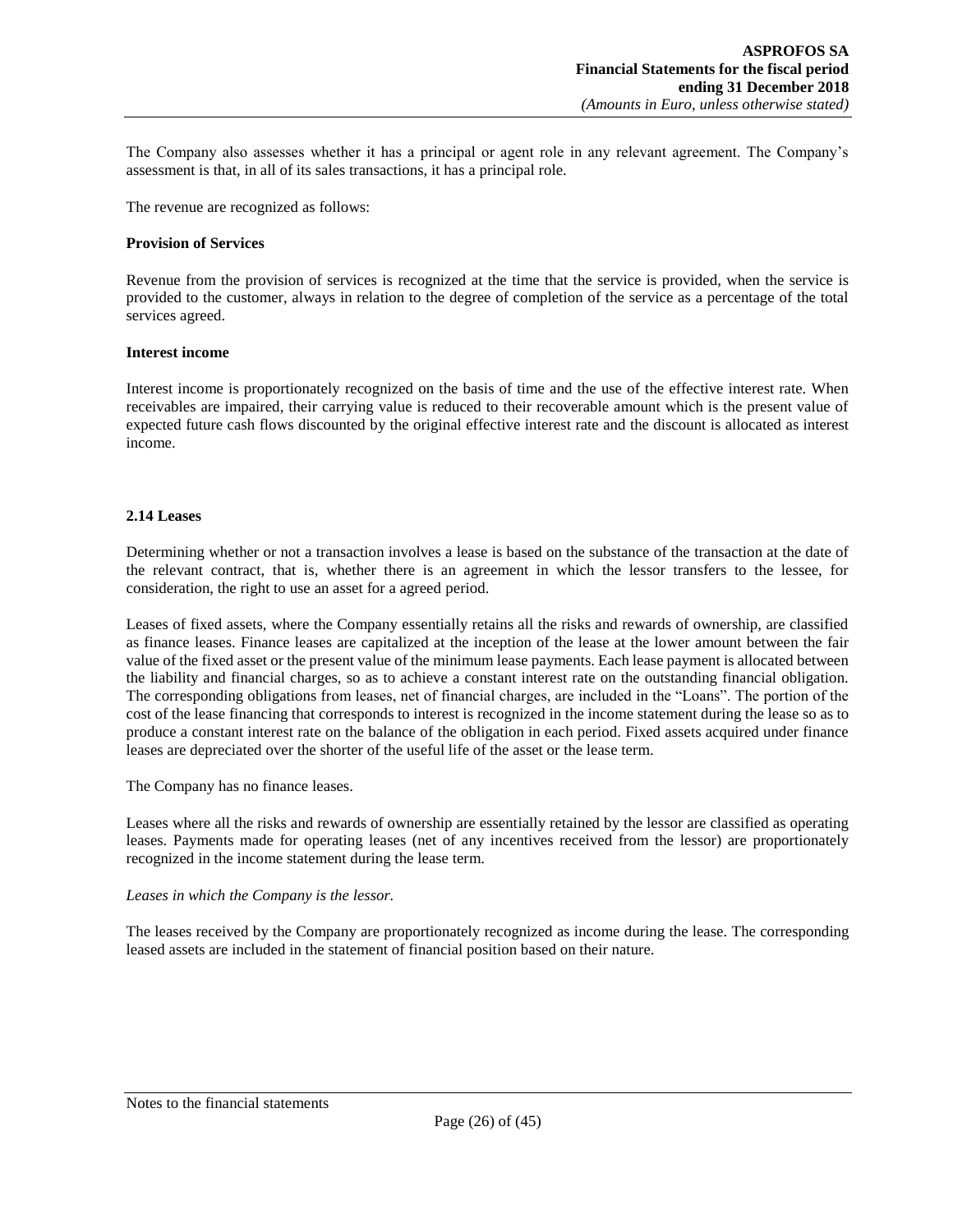The Company also assesses whether it has a principal or agent role in any relevant agreement. The Company's assessment is that, in all of its sales transactions, it has a principal role.

The revenue are recognized as follows:

**Provision of Services**

Revenue from the provision of services is recognized at the time that the service is provided, when the service is provided to the customer, always in relation to the degree of completion of the service as a percentage of the total services agreed.

**Interest income**

Interest income is proportionately recognized on the basis of time and the use of the effective interest rate. When receivables are impaired, their carrying value is reduced to their recoverable amount which is the present value of expected future cash flows discounted by the original effective interest rate and the discount is allocated as interest income.

### 2.14 Leases

Determining whether or not a transaction involves a lease is based on the substance of the transaction at the date of the relevant contract, that is, whether there is an agreement in which the lessor transfers to the lessee, for consideration, the right to use an asset for a agreed period.

Leases of fixed assets, where the Company essentially retains all the risks and rewards of ownership, are classified as finance leases. Finance leases are capitalized at the inception of the lease at the lower amount between the fair value of the fixed asset or the present value of the minimum lease payments. Each lease payment is allocated between the liability and financial charges, so as to achieve a constant interest rate on the outstanding financial obligation. The corresponding obligations from leases, net of financial charges, are included in the "Loans". The portion of the cost of the lease financing that corresponds to interest is recognized in the income statement during the lease so as to produce a constant interest rate on the balance of the obligation in each period. Fixed assets acquired under finance leases are depreciated over the shorter of the useful life of the asset or the lease term.

The Company has no finance leases.

Leases where all the risks and rewards of ownership are essentially retained by the lessor are classified as operating leases. Payments made for operating leases (net of any incentives received from the lessor) are proportionately recognized in the income statement during the lease term.

*Leases in which the Company is the lessor.*

The leases received by the Company are proportionately recognized as income during the lease. The corresponding leased assets are included in the statement of financial position based on their nature.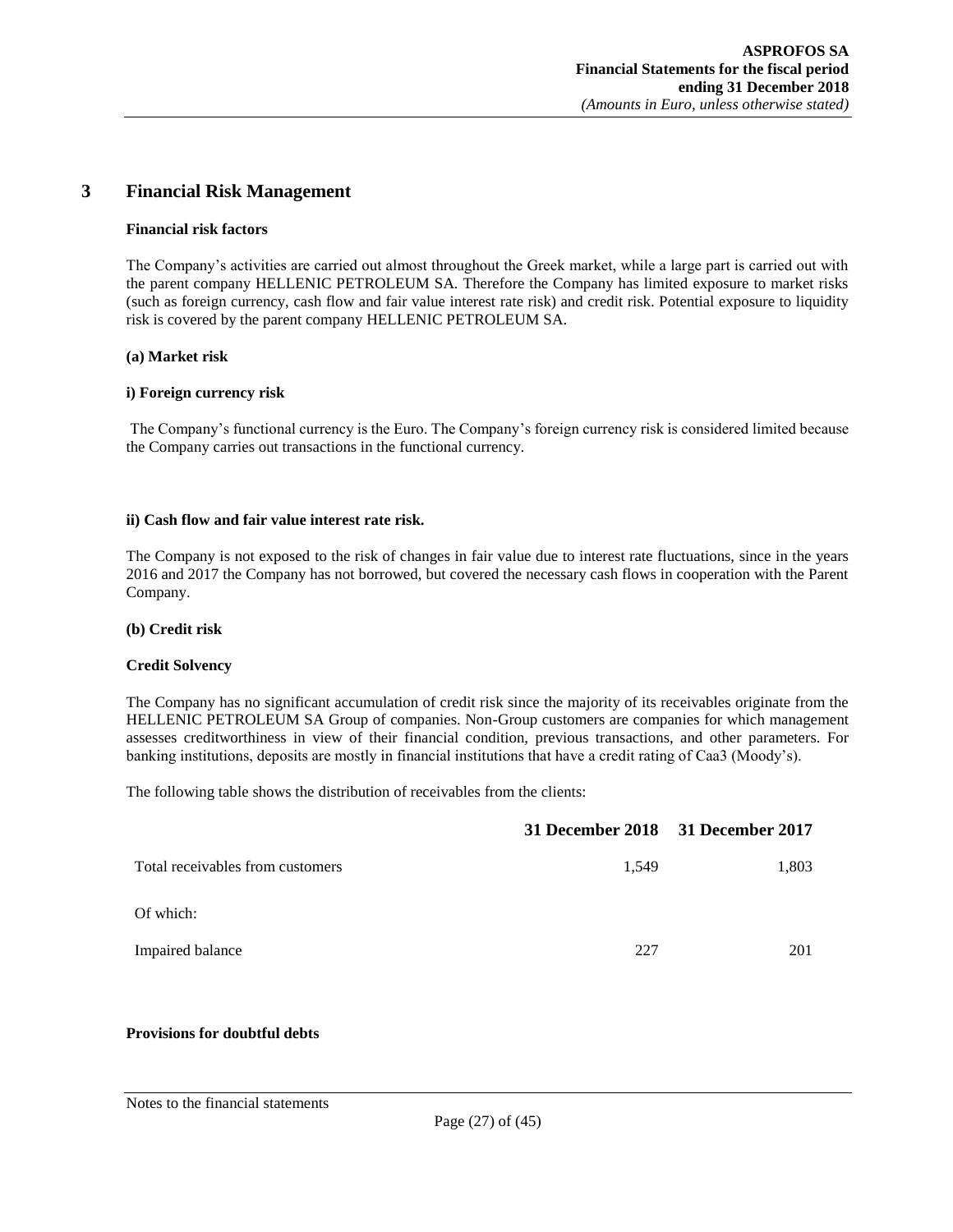# 3 Financial Risk Management

**Financial risk factors**

The Company's activities are carried out almost throughout the Greek market, while a large part is carried out with the parent company HELLENIC PETROLEUM SA. Therefore the Company has limited exposure to market risks (such as foreign currency, cash flow and fair value interest rate risk) and credit risk. Potential exposure to liquidity risk is covered by the parent company HELLENIC PETROLEUM SA.

**(a) Market risk**

**i) Foreign currency risk**

The Company's functional currency is the Euro. The Company's foreign currency risk is considered limited because the Company carries out transactions in the functional currency.

**ii) Cash flow and fair value interest rate risk.**

The Company is not exposed to the risk of changes in fair value due to interest rate fluctuations, since in the years 2016 and 2017 the Company has not borrowed, but covered the necessary cash flows in cooperation with the Parent Company.

**(b) Credit risk**

**Credit Solvency**

The Company has no significant accumulation of credit risk since the majority of its receivables originate from the HELLENIC PETROLEUM SA Group of companies. Non-Group customers are companies for which management assesses creditworthiness in view of their financial condition, previous transactions, and other parameters. For banking institutions, deposits are mostly in financial institutions that have a credit rating of Caa3 (Moody's).

The following table shows the distribution of receivables from the clients:

| | 31 December 2018 | 31 December 2017 |
|---|---|---|
| Total receivables from customers | 1,549 | 1,803 |
| Of which: | | |
| Impaired balance | 227 | 201 |

**Provisions for doubtful debts**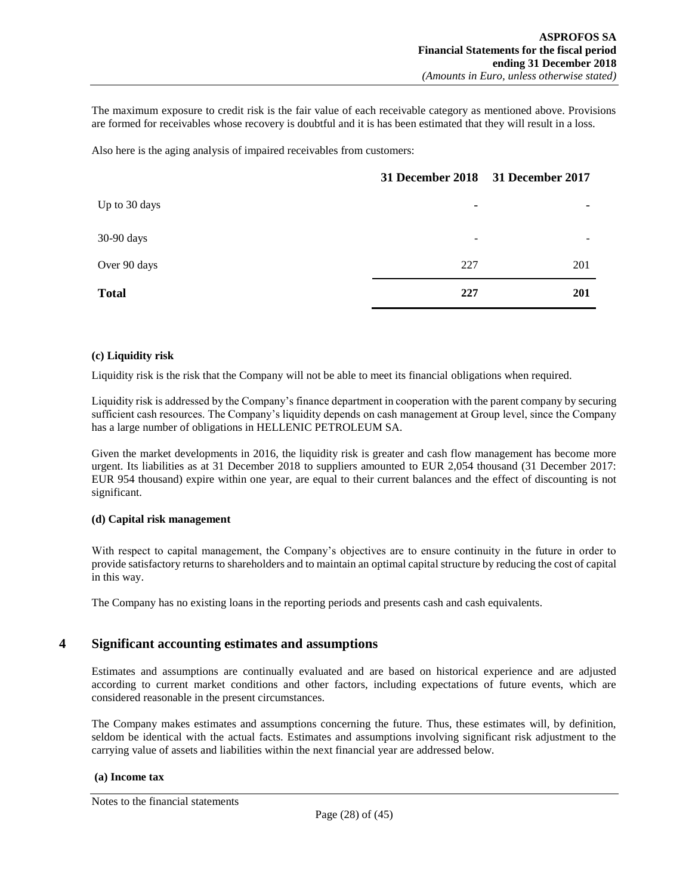The maximum exposure to credit risk is the fair value of each receivable category as mentioned above. Provisions are formed for receivables whose recovery is doubtful and it is has been estimated that they will result in a loss.

Also here is the aging analysis of impaired receivables from customers:

| | 31 December 2018 | 31 December 2017 |
|---|---|---|
| Up to 30 days | - | - |
| 30-90 days | - | - |
| Over 90 days | 227 | 201 |
| **Total** | **227** | **201** |

**(c) Liquidity risk**

Liquidity risk is the risk that the Company will not be able to meet its financial obligations when required.

Liquidity risk is addressed by the Company's finance department in cooperation with the parent company by securing sufficient cash resources. The Company's liquidity depends on cash management at Group level, since the Company has a large number of obligations in HELLENIC PETROLEUM SA.

Given the market developments in 2016, the liquidity risk is greater and cash flow management has become more urgent. Its liabilities as at 31 December 2018 to suppliers amounted to EUR 2,054 thousand (31 December 2017: EUR 954 thousand) expire within one year, are equal to their current balances and the effect of discounting is not significant.

**(d) Capital risk management**

With respect to capital management, the Company's objectives are to ensure continuity in the future in order to provide satisfactory returns to shareholders and to maintain an optimal capital structure by reducing the cost of capital in this way.

The Company has no existing loans in the reporting periods and presents cash and cash equivalents.

## 4 Significant accounting estimates and assumptions

Estimates and assumptions are continually evaluated and are based on historical experience and are adjusted according to current market conditions and other factors, including expectations of future events, which are considered reasonable in the present circumstances.

The Company makes estimates and assumptions concerning the future. Thus, these estimates will, by definition, seldom be identical with the actual facts. Estimates and assumptions involving significant risk adjustment to the carrying value of assets and liabilities within the next financial year are addressed below.

**(a) Income tax**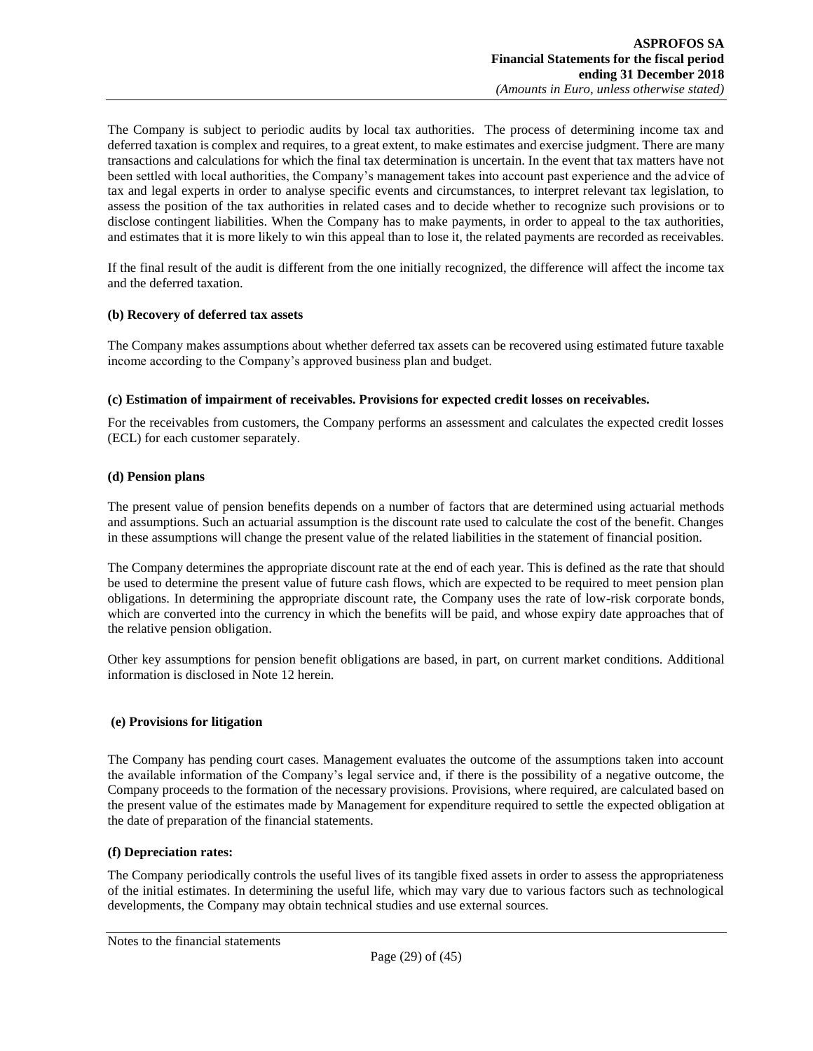The Company is subject to periodic audits by local tax authorities. The process of determining income tax and deferred taxation is complex and requires, to a great extent, to make estimates and exercise judgment. There are many transactions and calculations for which the final tax determination is uncertain. In the event that tax matters have not been settled with local authorities, the Company's management takes into account past experience and the advice of tax and legal experts in order to analyse specific events and circumstances, to interpret relevant tax legislation, to assess the position of the tax authorities in related cases and to decide whether to recognize such provisions or to disclose contingent liabilities. When the Company has to make payments, in order to appeal to the tax authorities, and estimates that it is more likely to win this appeal than to lose it, the related payments are recorded as receivables.

If the final result of the audit is different from the one initially recognized, the difference will affect the income tax and the deferred taxation.

**(b) Recovery of deferred tax assets**

The Company makes assumptions about whether deferred tax assets can be recovered using estimated future taxable income according to the Company's approved business plan and budget.

**(c) Estimation of impairment of receivables. Provisions for expected credit losses on receivables.**

For the receivables from customers, the Company performs an assessment and calculates the expected credit losses (ECL) for each customer separately.

**(d) Pension plans**

The present value of pension benefits depends on a number of factors that are determined using actuarial methods and assumptions. Such an actuarial assumption is the discount rate used to calculate the cost of the benefit. Changes in these assumptions will change the present value of the related liabilities in the statement of financial position.

The Company determines the appropriate discount rate at the end of each year. This is defined as the rate that should be used to determine the present value of future cash flows, which are expected to be required to meet pension plan obligations. In determining the appropriate discount rate, the Company uses the rate of low-risk corporate bonds, which are converted into the currency in which the benefits will be paid, and whose expiry date approaches that of the relative pension obligation.

Other key assumptions for pension benefit obligations are based, in part, on current market conditions. Additional information is disclosed in Note 12 herein.

**(e) Provisions for litigation**

The Company has pending court cases. Management evaluates the outcome of the assumptions taken into account the available information of the Company's legal service and, if there is the possibility of a negative outcome, the Company proceeds to the formation of the necessary provisions. Provisions, where required, are calculated based on the present value of the estimates made by Management for expenditure required to settle the expected obligation at the date of preparation of the financial statements.

**(f) Depreciation rates:**

The Company periodically controls the useful lives of its tangible fixed assets in order to assess the appropriateness of the initial estimates. In determining the useful life, which may vary due to various factors such as technological developments, the Company may obtain technical studies and use external sources.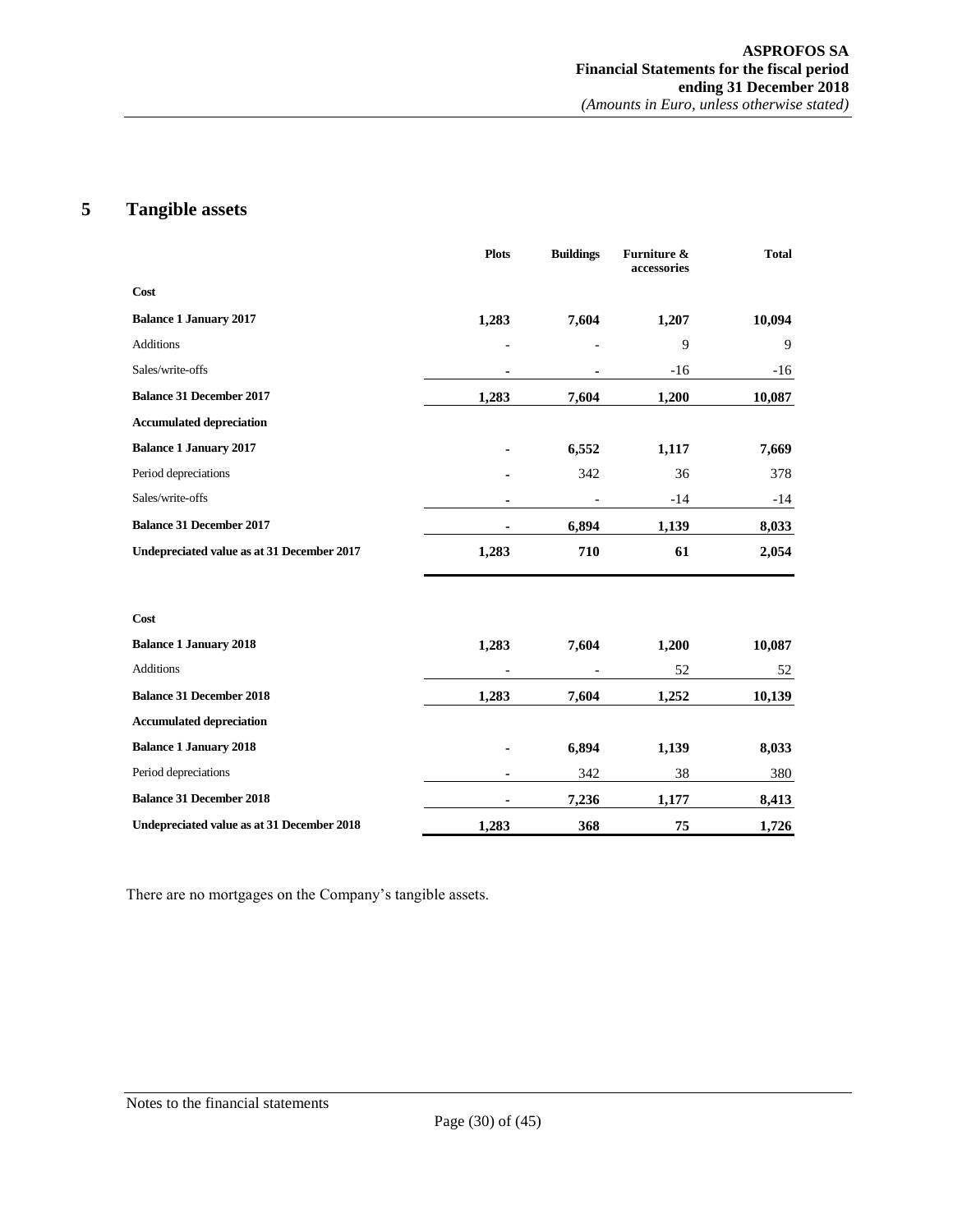## 5 Tangible assets

| | Plots | Buildings | Furniture & accessories | Total |
|---|---|---|---|---|
| **Cost** | | | | |
| **Balance 1 January 2017** | **1,283** | **7,604** | **1,207** | **10,094** |
| Additions | - | - | 9 | 9 |
| Sales/write-offs | - | - | -16 | -16 |
| **Balance 31 December 2017** | **1,283** | **7,604** | **1,200** | **10,087** |
| **Accumulated depreciation** | | | | |
| **Balance 1 January 2017** | - | **6,552** | **1,117** | **7,669** |
| Period depreciations | - | 342 | 36 | 378 |
| Sales/write-offs | - | - | -14 | -14 |
| **Balance 31 December 2017** | - | **6,894** | **1,139** | **8,033** |
| **Undepreciated value as at 31 December 2017** | **1,283** | **710** | **61** | **2,054** |

| | Plots | Buildings | Furniture & accessories | Total |
|---|---|---|---|---|
| **Cost** | | | | |
| **Balance 1 January 2018** | **1,283** | **7,604** | **1,200** | **10,087** |
| Additions | - | - | 52 | 52 |
| **Balance 31 December 2018** | **1,283** | **7,604** | **1,252** | **10,139** |
| **Accumulated depreciation** | | | | |
| **Balance 1 January 2018** | - | **6,894** | **1,139** | **8,033** |
| Period depreciations | - | 342 | 38 | 380 |
| **Balance 31 December 2018** | - | **7,236** | **1,177** | **8,413** |
| **Undepreciated value as at 31 December 2018** | **1,283** | **368** | **75** | **1,726** |

There are no mortgages on the Company's tangible assets.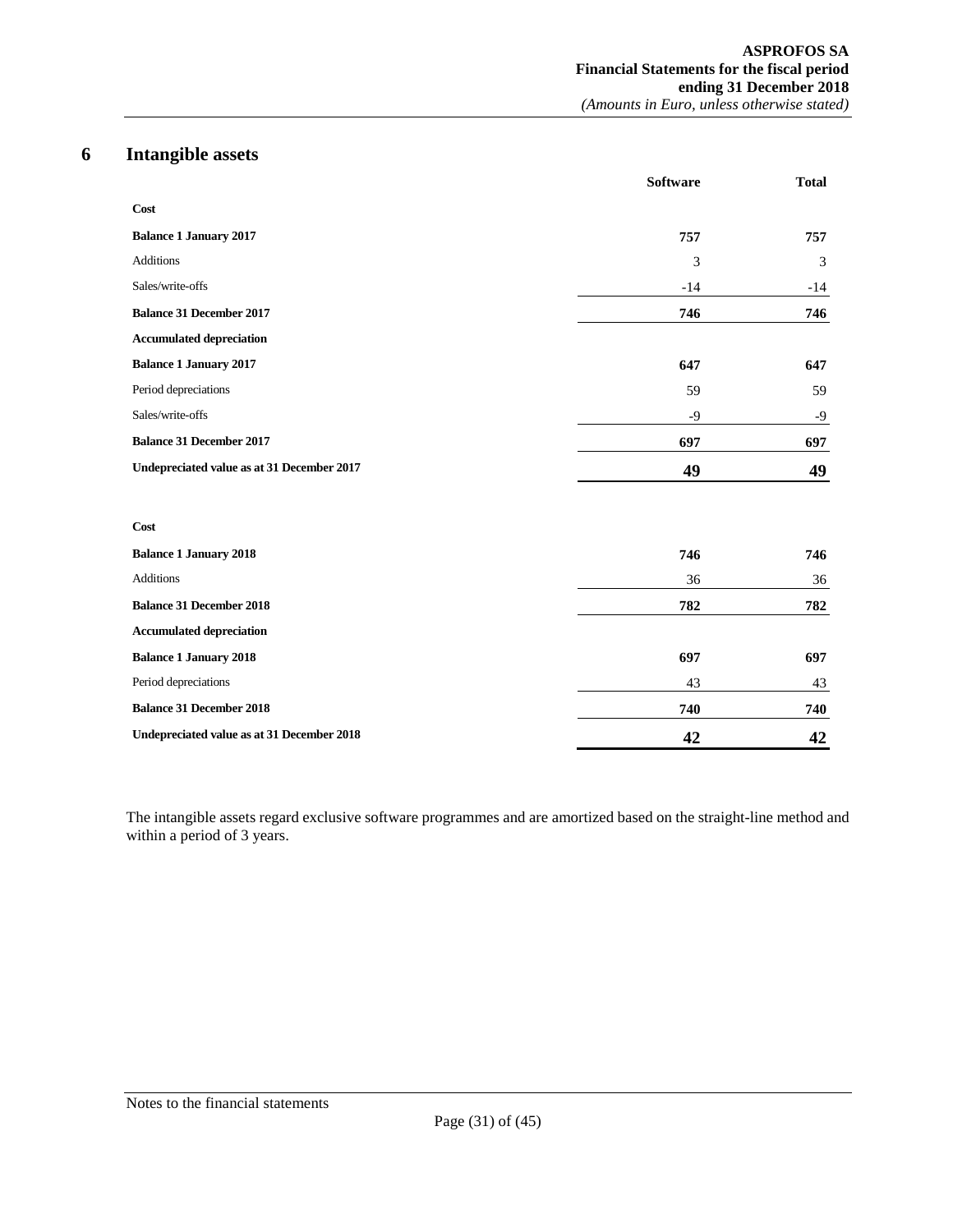## 6 Intangible assets

| | Software | Total |
|---|---|---|
| **Cost** | | |
| **Balance 1 January 2017** | **757** | **757** |
| Additions | 3 | 3 |
| Sales/write-offs | -14 | -14 |
| **Balance 31 December 2017** | **746** | **746** |
| **Accumulated depreciation** | | |
| **Balance 1 January 2017** | **647** | **647** |
| Period depreciations | 59 | 59 |
| Sales/write-offs | -9 | -9 |
| **Balance 31 December 2017** | **697** | **697** |
| **Undepreciated value as at 31 December 2017** | **49** | **49** |
| | | |
| **Cost** | | |
| **Balance 1 January 2018** | **746** | **746** |
| Additions | 36 | 36 |
| **Balance 31 December 2018** | **782** | **782** |
| **Accumulated depreciation** | | |
| **Balance 1 January 2018** | **697** | **697** |
| Period depreciations | 43 | 43 |
| **Balance 31 December 2018** | **740** | **740** |
| **Undepreciated value as at 31 December 2018** | **42** | **42** |

The intangible assets regard exclusive software programmes and are amortized based on the straight-line method and within a period of 3 years.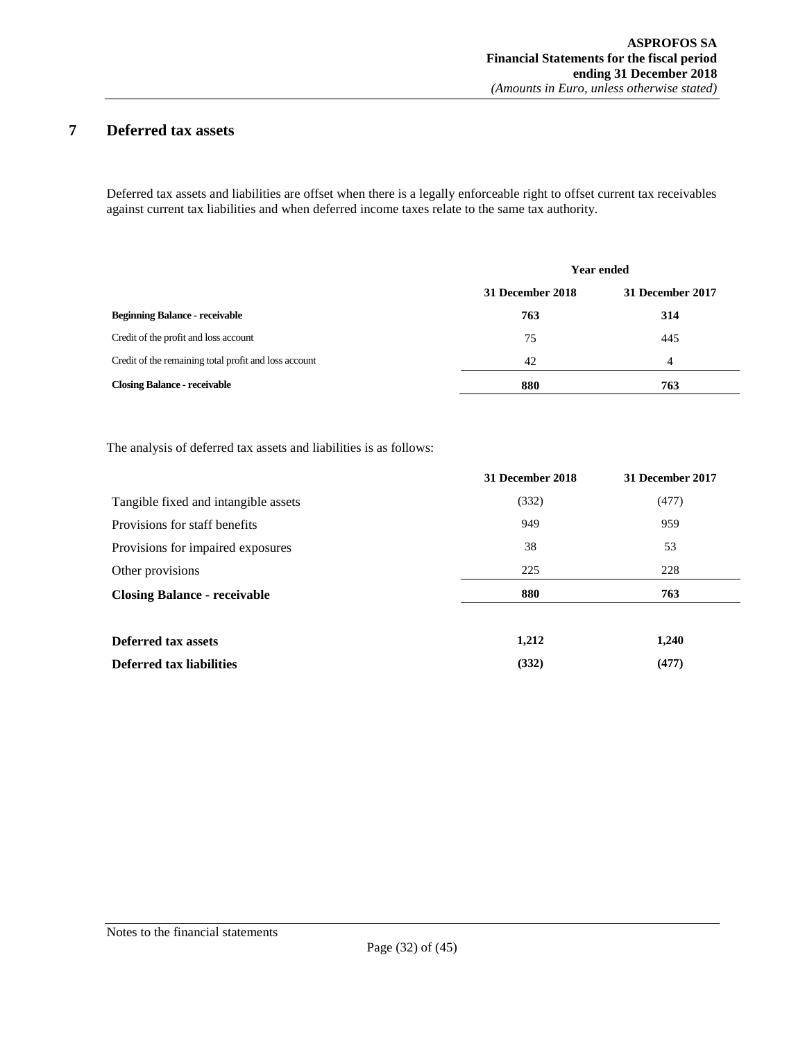## 7 Deferred tax assets

Deferred tax assets and liabilities are offset when there is a legally enforceable right to offset current tax receivables against current tax liabilities and when deferred income taxes relate to the same tax authority.

| | Year ended | |
|---|---|---|
| | **31 December 2018** | **31 December 2017** |
| **Beginning Balance - receivable** | **763** | **314** |
| Credit of the profit and loss account | 75 | 445 |
| Credit of the remaining total profit and loss account | 42 | 4 |
| **Closing Balance - receivable** | **880** | **763** |

The analysis of deferred tax assets and liabilities is as follows:

| | 31 December 2018 | 31 December 2017 |
|---|---|---|
| Tangible fixed and intangible assets | (332) | (477) |
| Provisions for staff benefits | 949 | 959 |
| Provisions for impaired exposures | 38 | 53 |
| Other provisions | 225 | 228 |
| **Closing Balance - receivable** | **880** | **763** |
| | | |
| **Deferred tax assets** | **1,212** | **1,240** |
| **Deferred tax liabilities** | **(332)** | **(477)** |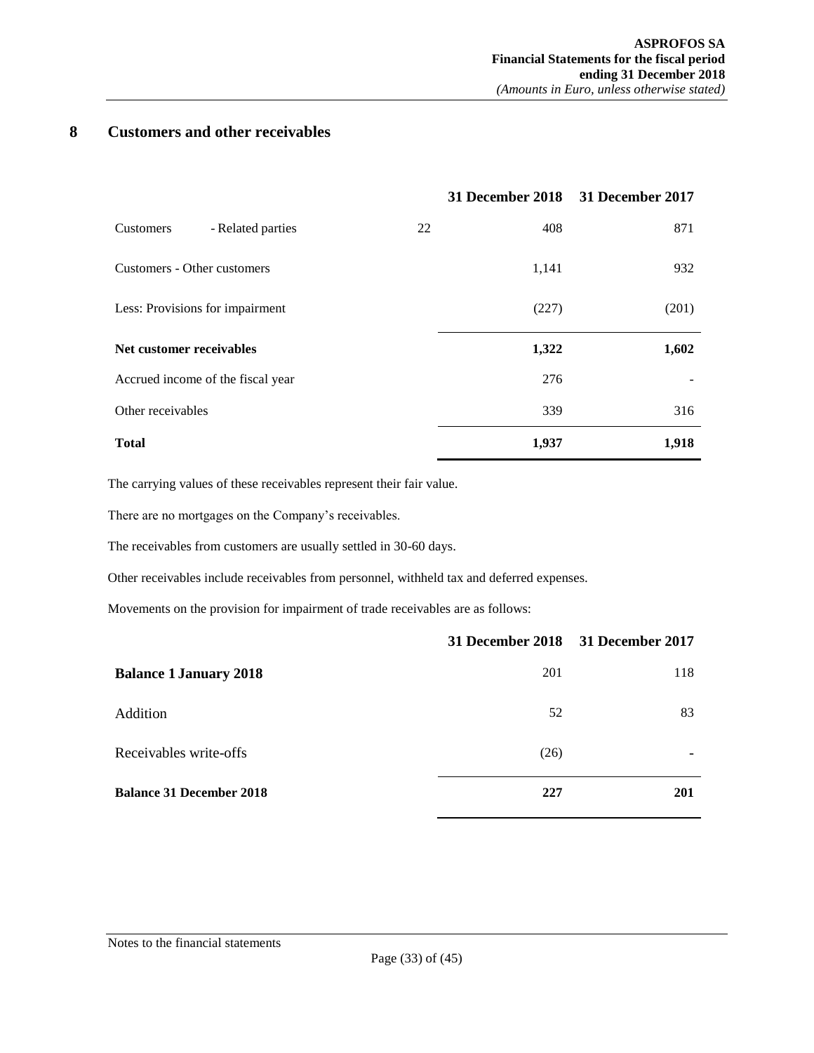# 8 Customers and other receivables

| | | 31 December 2018 | 31 December 2017 |
|---|---|---|---|
| Customers - Related parties | 22 | 408 | 871 |
| Customers - Other customers | | 1,141 | 932 |
| Less: Provisions for impairment | | (227) | (201) |
| **Net customer receivables** | | **1,322** | **1,602** |
| Accrued income of the fiscal year | | 276 | - |
| Other receivables | | 339 | 316 |
| **Total** | | **1,937** | **1,918** |

The carrying values of these receivables represent their fair value.

There are no mortgages on the Company's receivables.

The receivables from customers are usually settled in 30-60 days.

Other receivables include receivables from personnel, withheld tax and deferred expenses.

Movements on the provision for impairment of trade receivables are as follows:

| | 31 December 2018 | 31 December 2017 |
|---|---|---|
| **Balance 1 January 2018** | 201 | 118 |
| Addition | 52 | 83 |
| Receivables write-offs | (26) | - |
| **Balance 31 December 2018** | **227** | **201** |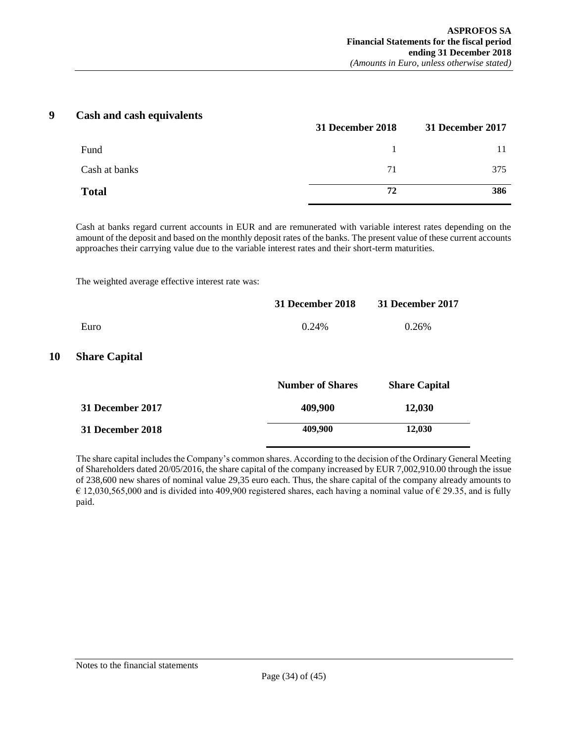## 9 Cash and cash equivalents

| | 31 December 2018 | 31 December 2017 |
|---|---|---|
| Fund | 1 | 11 |
| Cash at banks | 71 | 375 |
| **Total** | **72** | **386** |

Cash at banks regard current accounts in EUR and are remunerated with variable interest rates depending on the amount of the deposit and based on the monthly deposit rates of the banks. The present value of these current accounts approaches their carrying value due to the variable interest rates and their short-term maturities.

The weighted average effective interest rate was:

| | 31 December 2018 | 31 December 2017 |
|---|---|---|
| Euro | 0.24% | 0.26% |

## 10 Share Capital

| | Number of Shares | Share Capital |
|---|---|---|
| **31 December 2017** | **409,900** | **12,030** |
| **31 December 2018** | **409,900** | **12,030** |

The share capital includes the Company's common shares. According to the decision of the Ordinary General Meeting of Shareholders dated 20/05/2016, the share capital of the company increased by EUR 7,002,910.00 through the issue of 238,600 new shares of nominal value 29,35 euro each. Thus, the share capital of the company already amounts to € 12,030,565,000 and is divided into 409,900 registered shares, each having a nominal value of € 29.35, and is fully paid.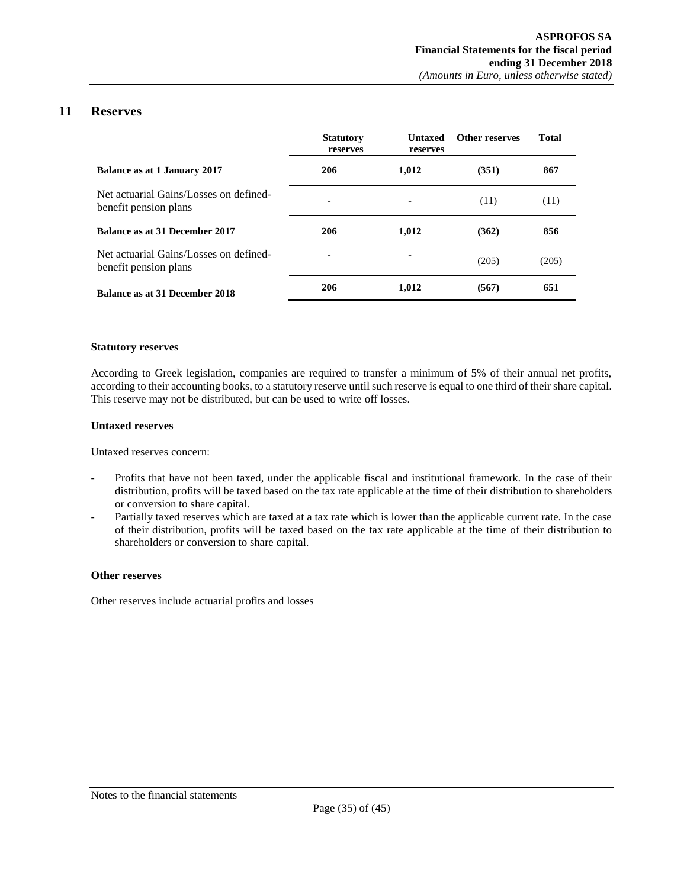## 11 Reserves

| | Statutory reserves | Untaxed reserves | Other reserves | Total |
|---|---|---|---|---|
| **Balance as at 1 January 2017** | **206** | **1,012** | **(351)** | **867** |
| Net actuarial Gains/Losses on defined-benefit pension plans | - | - | (11) | (11) |
| **Balance as at 31 December 2017** | **206** | **1,012** | **(362)** | **856** |
| Net actuarial Gains/Losses on defined-benefit pension plans | - | - | (205) | (205) |
| **Balance as at 31 December 2018** | **206** | **1,012** | **(567)** | **651** |

**Statutory reserves**

According to Greek legislation, companies are required to transfer a minimum of 5% of their annual net profits, according to their accounting books, to a statutory reserve until such reserve is equal to one third of their share capital. This reserve may not be distributed, but can be used to write off losses.

**Untaxed reserves**

Untaxed reserves concern:

- Profits that have not been taxed, under the applicable fiscal and institutional framework. In the case of their distribution, profits will be taxed based on the tax rate applicable at the time of their distribution to shareholders or conversion to share capital.
- Partially taxed reserves which are taxed at a tax rate which is lower than the applicable current rate. In the case of their distribution, profits will be taxed based on the tax rate applicable at the time of their distribution to shareholders or conversion to share capital.

**Other reserves**

Other reserves include actuarial profits and losses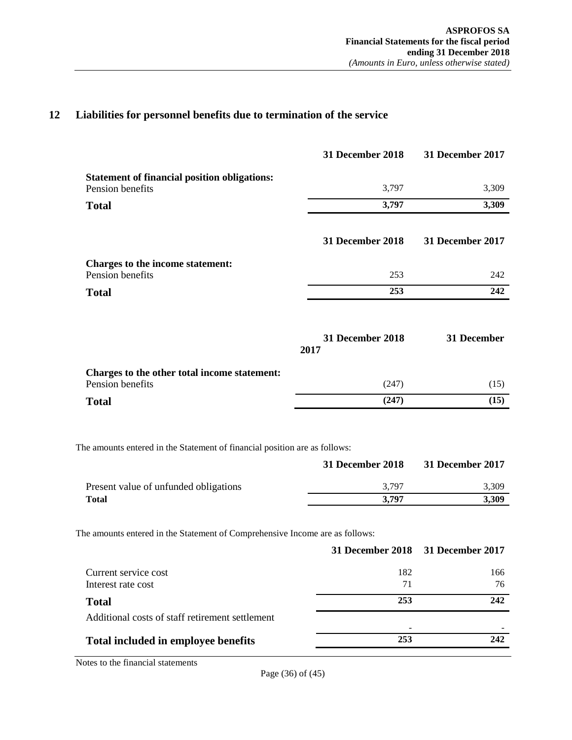## 12 Liabilities for personnel benefits due to termination of the service

| | 31 December 2018 | 31 December 2017 |
|---|---|---|
| **Statement of financial position obligations:** | | |
| Pension benefits | 3,797 | 3,309 |
| **Total** | **3,797** | **3,309** |

| | 31 December 2018 | 31 December 2017 |
|---|---|---|
| **Charges to the income statement:** | | |
| Pension benefits | 253 | 242 |
| **Total** | **253** | **242** |

| | 31 December 2018 | 31 December 2017 |
|---|---|---|
| **Charges to the other total income statement:** | | |
| Pension benefits | (247) | (15) |
| **Total** | **(247)** | **(15)** |

The amounts entered in the Statement of financial position are as follows:

| | 31 December 2018 | 31 December 2017 |
|---|---|---|
| Present value of unfunded obligations | 3,797 | 3,309 |
| **Total** | **3,797** | **3,309** |

The amounts entered in the Statement of Comprehensive Income are as follows:

| | 31 December 2018 | 31 December 2017 |
|---|---|---|
| Current service cost | 182 | 166 |
| Interest rate cost | 71 | 76 |
| **Total** | **253** | **242** |
| Additional costs of staff retirement settlement | - | - |
| **Total included in employee benefits** | **253** | **242** |

Notes to the financial statements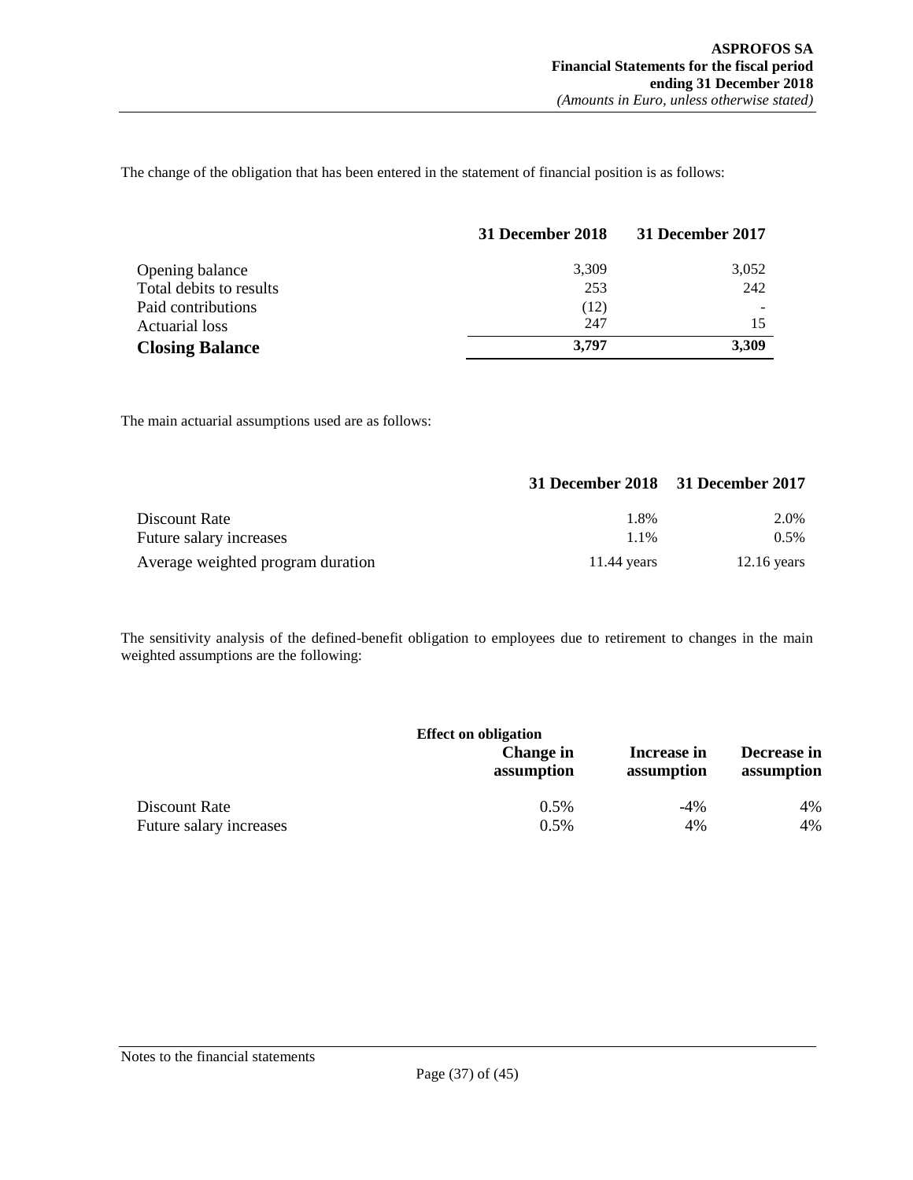The change of the obligation that has been entered in the statement of financial position is as follows:

| | 31 December 2018 | 31 December 2017 |
|---|---|---|
| Opening balance | 3,309 | 3,052 |
| Total debits to results | 253 | 242 |
| Paid contributions | (12) | - |
| Actuarial loss | 247 | 15 |
| **Closing Balance** | **3,797** | **3,309** |

The main actuarial assumptions used are as follows:

| | 31 December 2018 | 31 December 2017 |
|---|---|---|
| Discount Rate | 1.8% | 2.0% |
| Future salary increases | 1.1% | 0.5% |
| Average weighted program duration | 11.44 years | 12.16 years |

The sensitivity analysis of the defined-benefit obligation to employees due to retirement to changes in the main weighted assumptions are the following:

| | Effect on obligation | | |
|---|---|---|---|
| | Change in assumption | Increase in assumption | Decrease in assumption |
| Discount Rate | 0.5% | -4% | 4% |
| Future salary increases | 0.5% | 4% | 4% |

Notes to the financial statements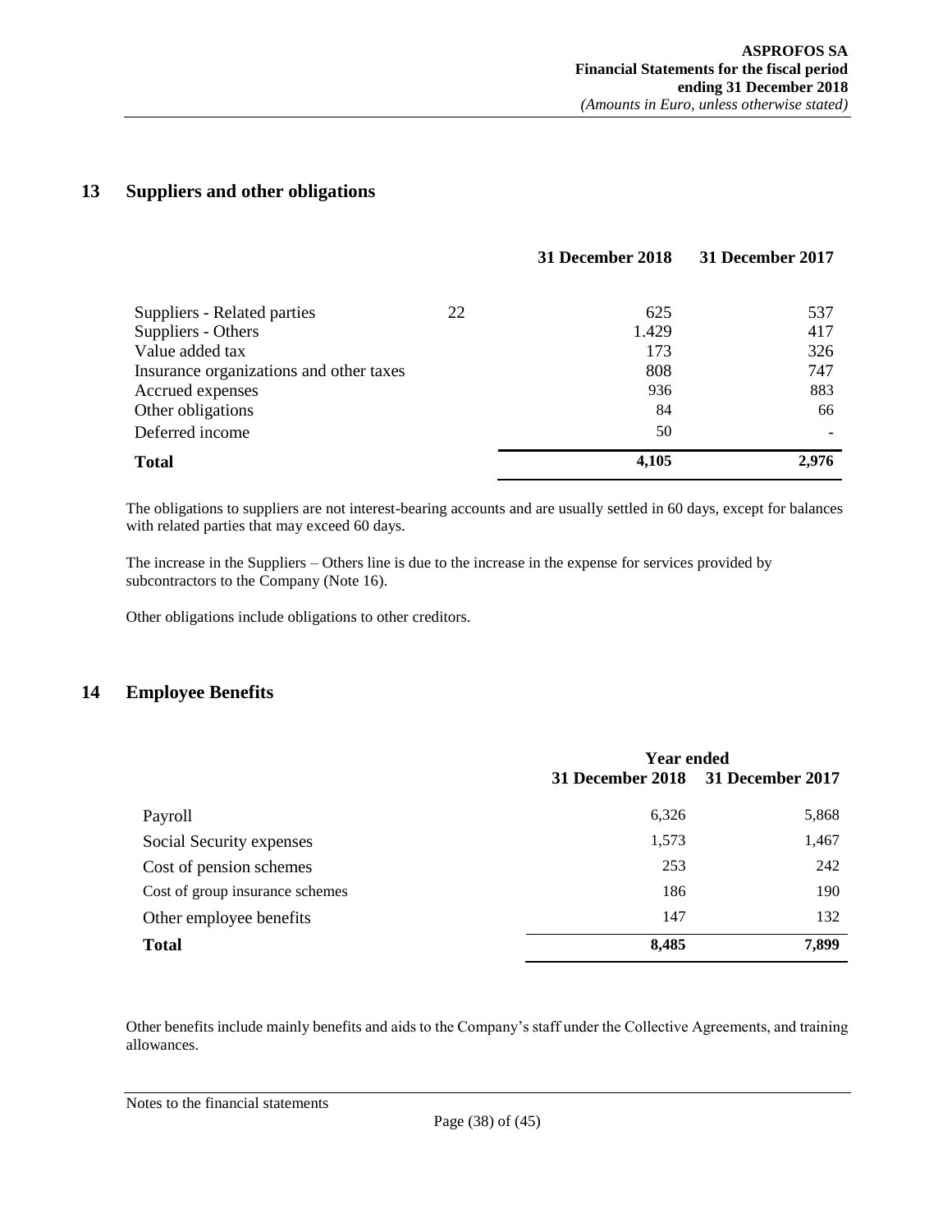## 13 Suppliers and other obligations

| | | 31 December 2018 | 31 December 2017 |
|---|---|---|---|
| Suppliers - Related parties | 22 | 625 | 537 |
| Suppliers - Others | | 1.429 | 417 |
| Value added tax | | 173 | 326 |
| Insurance organizations and other taxes | | 808 | 747 |
| Accrued expenses | | 936 | 883 |
| Other obligations | | 84 | 66 |
| Deferred income | | 50 | - |
| **Total** | | **4,105** | **2,976** |

The obligations to suppliers are not interest-bearing accounts and are usually settled in 60 days, except for balances with related parties that may exceed 60 days.

The increase in the Suppliers – Others line is due to the increase in the expense for services provided by subcontractors to the Company (Note 16).

Other obligations include obligations to other creditors.

## 14 Employee Benefits

| | Year ended | |
|---|---|---|
| | 31 December 2018 | 31 December 2017 |
| Payroll | 6,326 | 5,868 |
| Social Security expenses | 1,573 | 1,467 |
| Cost of pension schemes | 253 | 242 |
| Cost of group insurance schemes | 186 | 190 |
| Other employee benefits | 147 | 132 |
| **Total** | **8,485** | **7,899** |

Other benefits include mainly benefits and aids to the Company's staff under the Collective Agreements, and training allowances.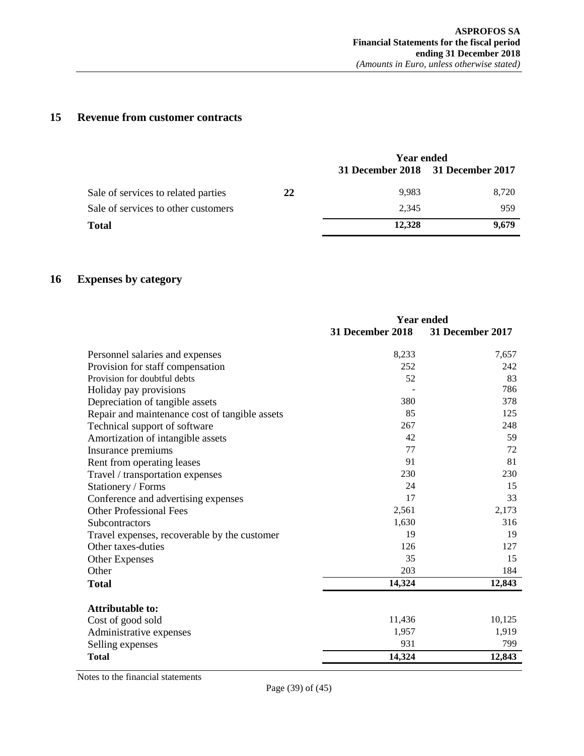## 15 Revenue from customer contracts

| | | Year ended | |
|---|---|---|---|
| | | 31 December 2018 | 31 December 2017 |
| Sale of services to related parties | 22 | 9,983 | 8,720 |
| Sale of services to other customers | | 2,345 | 959 |
| **Total** | | **12,328** | **9,679** |

## 16 Expenses by category

| | Year ended | |
|---|---|---|
| | 31 December 2018 | 31 December 2017 |
| Personnel salaries and expenses | 8,233 | 7,657 |
| Provision for staff compensation | 252 | 242 |
| Provision for doubtful debts | 52 | 83 |
| Holiday pay provisions | - | 786 |
| Depreciation of tangible assets | 380 | 378 |
| Repair and maintenance cost of tangible assets | 85 | 125 |
| Technical support of software | 267 | 248 |
| Amortization of intangible assets | 42 | 59 |
| Insurance premiums | 77 | 72 |
| Rent from operating leases | 91 | 81 |
| Travel / transportation expenses | 230 | 230 |
| Stationery / Forms | 24 | 15 |
| Conference and advertising expenses | 17 | 33 |
| Other Professional Fees | 2,561 | 2,173 |
| Subcontractors | 1,630 | 316 |
| Travel expenses, recoverable by the customer | 19 | 19 |
| Other taxes-duties | 126 | 127 |
| Other Expenses | 35 | 15 |
| Other | 203 | 184 |
| **Total** | **14,324** | **12,843** |
| | | |
| **Attributable to:** | | |
| Cost of good sold | 11,436 | 10,125 |
| Administrative expenses | 1,957 | 1,919 |
| Selling expenses | 931 | 799 |
| **Total** | **14,324** | **12,843** |

Notes to the financial statements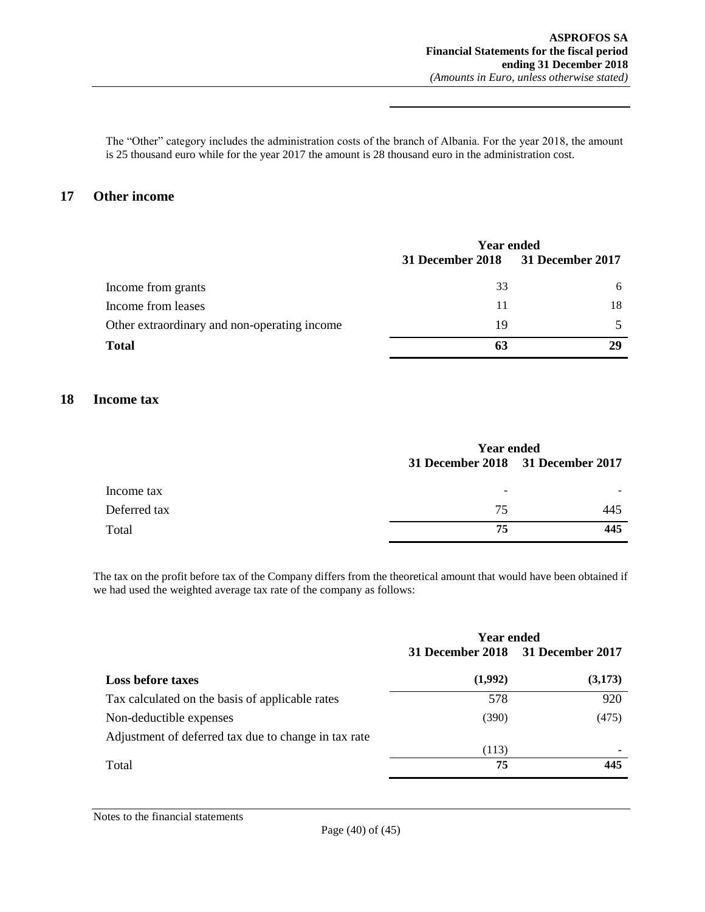The "Other" category includes the administration costs of the branch of Albania. For the year 2018, the amount is 25 thousand euro while for the year 2017 the amount is 28 thousand euro in the administration cost.

## 17 Other income

| | Year ended | |
|---|---|---|
| | 31 December 2018 | 31 December 2017 |
| Income from grants | 33 | 6 |
| Income from leases | 11 | 18 |
| Other extraordinary and non-operating income | 19 | 5 |
| **Total** | **63** | **29** |

## 18 Income tax

| | Year ended | |
|---|---|---|
| | 31 December 2018 | 31 December 2017 |
| Income tax | - | - |
| Deferred tax | 75 | 445 |
| Total | **75** | **445** |

The tax on the profit before tax of the Company differs from the theoretical amount that would have been obtained if we had used the weighted average tax rate of the company as follows:

| | Year ended | |
|---|---|---|
| | 31 December 2018 | 31 December 2017 |
| **Loss before taxes** | **(1,992)** | **(3,173)** |
| Tax calculated on the basis of applicable rates | 578 | 920 |
| Non-deductible expenses | (390) | (475) |
| Adjustment of deferred tax due to change in tax rate | (113) | - |
| Total | **75** | **445** |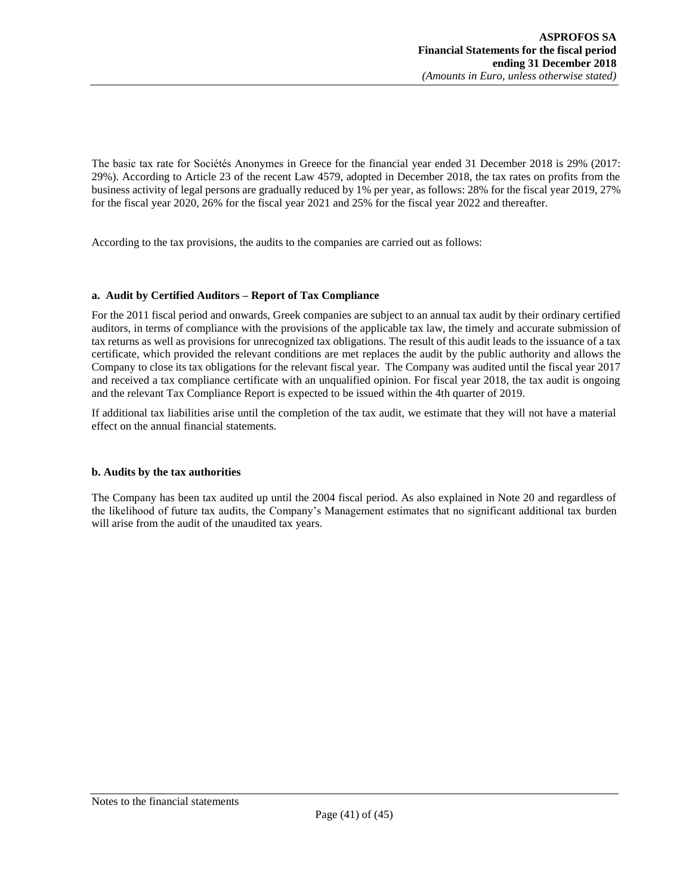The basic tax rate for Sociétés Anonymes in Greece for the financial year ended 31 December 2018 is 29% (2017: 29%). According to Article 23 of the recent Law 4579, adopted in December 2018, the tax rates on profits from the business activity of legal persons are gradually reduced by 1% per year, as follows: 28% for the fiscal year 2019, 27% for the fiscal year 2020, 26% for the fiscal year 2021 and 25% for the fiscal year 2022 and thereafter.

According to the tax provisions, the audits to the companies are carried out as follows:

**a. Audit by Certified Auditors – Report of Tax Compliance**

For the 2011 fiscal period and onwards, Greek companies are subject to an annual tax audit by their ordinary certified auditors, in terms of compliance with the provisions of the applicable tax law, the timely and accurate submission of tax returns as well as provisions for unrecognized tax obligations. The result of this audit leads to the issuance of a tax certificate, which provided the relevant conditions are met replaces the audit by the public authority and allows the Company to close its tax obligations for the relevant fiscal year. The Company was audited until the fiscal year 2017 and received a tax compliance certificate with an unqualified opinion. For fiscal year 2018, the tax audit is ongoing and the relevant Tax Compliance Report is expected to be issued within the 4th quarter of 2019.

If additional tax liabilities arise until the completion of the tax audit, we estimate that they will not have a material effect on the annual financial statements.

**b. Audits by the tax authorities**

The Company has been tax audited up until the 2004 fiscal period. As also explained in Note 20 and regardless of the likelihood of future tax audits, the Company's Management estimates that no significant additional tax burden will arise from the audit of the unaudited tax years.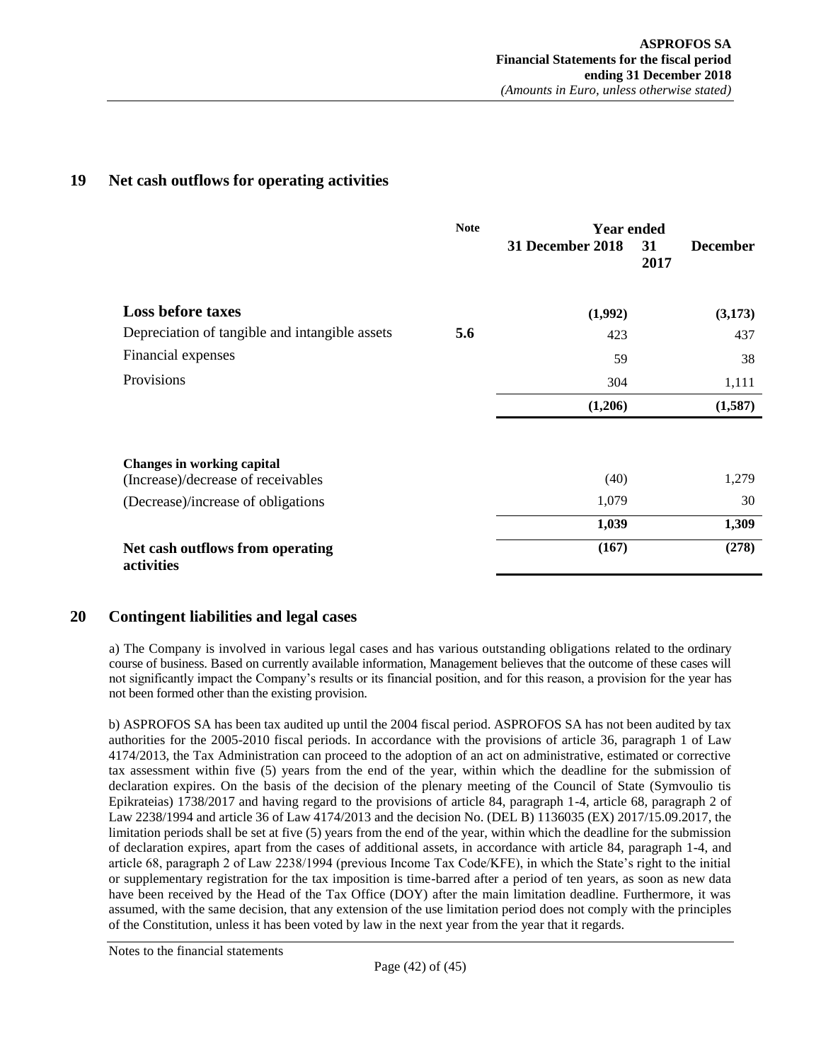## 19 Net cash outflows for operating activities

| | Note | Year ended 31 December 2018 | 31 December 2017 |
|---|---|---|---|
| **Loss before taxes** | | **(1,992)** | **(3,173)** |
| Depreciation of tangible and intangible assets | **5.6** | 423 | 437 |
| Financial expenses | | 59 | 38 |
| Provisions | | 304 | 1,111 |
| | | **(1,206)** | **(1,587)** |
| **Changes in working capital** | | | |
| (Increase)/decrease of receivables | | (40) | 1,279 |
| (Decrease)/increase of obligations | | 1,079 | 30 |
| | | **1,039** | **1,309** |
| **Net cash outflows from operating activities** | | **(167)** | **(278)** |

## 20 Contingent liabilities and legal cases

a) The Company is involved in various legal cases and has various outstanding obligations related to the ordinary course of business. Based on currently available information, Management believes that the outcome of these cases will not significantly impact the Company's results or its financial position, and for this reason, a provision for the year has not been formed other than the existing provision.

b) ASPROFOS SA has been tax audited up until the 2004 fiscal period. ASPROFOS SA has not been audited by tax authorities for the 2005-2010 fiscal periods. In accordance with the provisions of article 36, paragraph 1 of Law 4174/2013, the Tax Administration can proceed to the adoption of an act on administrative, estimated or corrective tax assessment within five (5) years from the end of the year, within which the deadline for the submission of declaration expires. On the basis of the decision of the plenary meeting of the Council of State (Symvoulio tis Epikrateias) 1738/2017 and having regard to the provisions of article 84, paragraph 1-4, article 68, paragraph 2 of Law 2238/1994 and article 36 of Law 4174/2013 and the decision No. (DEL B) 1136035 (EX) 2017/15.09.2017, the limitation periods shall be set at five (5) years from the end of the year, within which the deadline for the submission of declaration expires, apart from the cases of additional assets, in accordance with article 84, paragraph 1-4, and article 68, paragraph 2 of Law 2238/1994 (previous Income Tax Code/KFE), in which the State's right to the initial or supplementary registration for the tax imposition is time-barred after a period of ten years, as soon as new data have been received by the Head of the Tax Office (DOY) after the main limitation deadline. Furthermore, it was assumed, with the same decision, that any extension of the use limitation period does not comply with the principles of the Constitution, unless it has been voted by law in the next year from the year that it regards.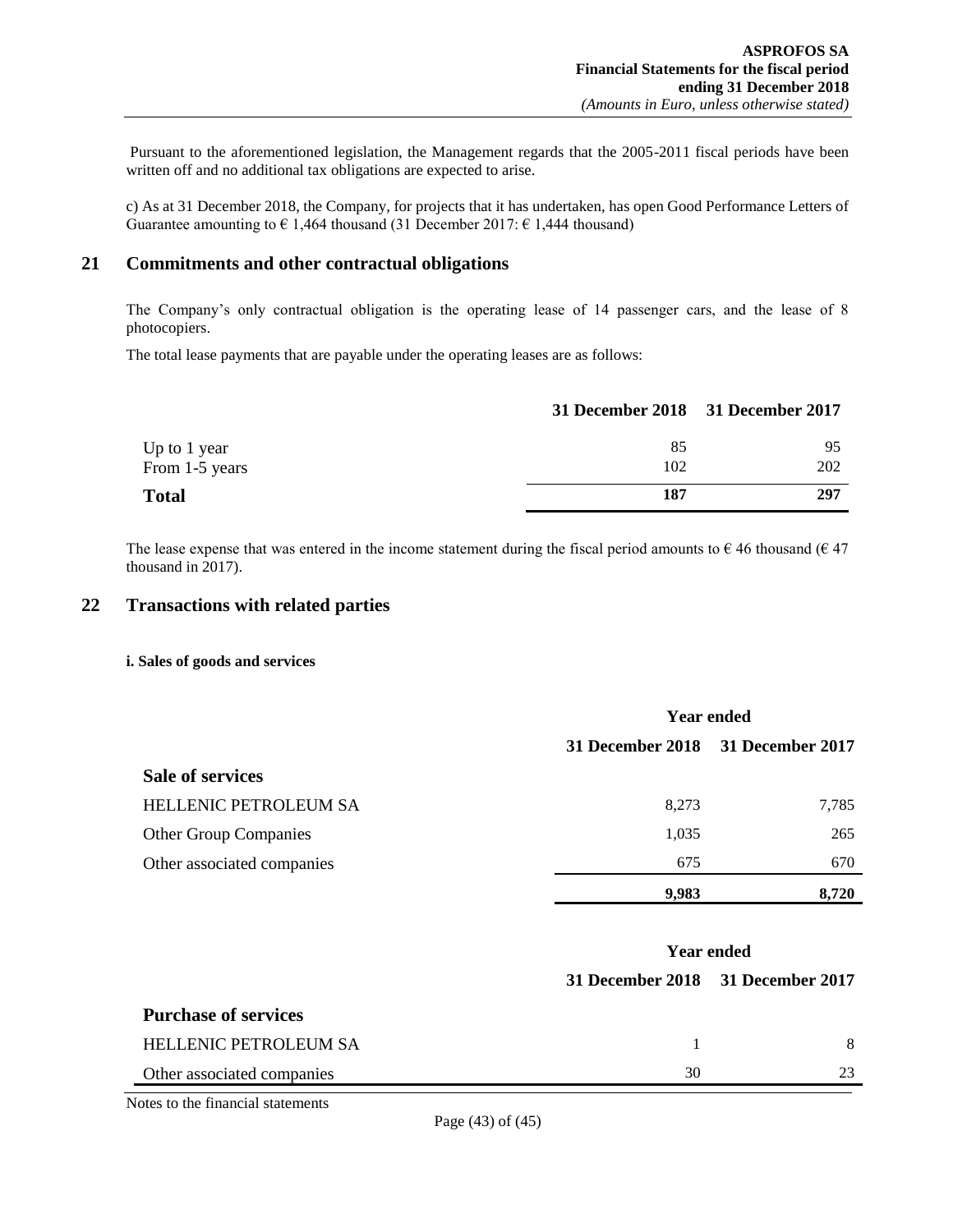Pursuant to the aforementioned legislation, the Management regards that the 2005-2011 fiscal periods have been written off and no additional tax obligations are expected to arise.

c) As at 31 December 2018, the Company, for projects that it has undertaken, has open Good Performance Letters of Guarantee amounting to € 1,464 thousand (31 December 2017: € 1,444 thousand)

## 21 Commitments and other contractual obligations

The Company's only contractual obligation is the operating lease of 14 passenger cars, and the lease of 8 photocopiers.

The total lease payments that are payable under the operating leases are as follows:

| | 31 December 2018 | 31 December 2017 |
|---|---|---|
| Up to 1 year | 85 | 95 |
| From 1-5 years | 102 | 202 |
| **Total** | **187** | **297** |

The lease expense that was entered in the income statement during the fiscal period amounts to € 46 thousand (€ 47 thousand in 2017).

## 22 Transactions with related parties

#### i. Sales of goods and services

| | Year ended | |
|---|---|---|
| | 31 December 2018 | 31 December 2017 |
| **Sale of services** | | |
| HELLENIC PETROLEUM SA | 8,273 | 7,785 |
| Other Group Companies | 1,035 | 265 |
| Other associated companies | 675 | 670 |
| | **9,983** | **8,720** |

| | Year ended | |
|---|---|---|
| | 31 December 2018 | 31 December 2017 |
| **Purchase of services** | | |
| HELLENIC PETROLEUM SA | 1 | 8 |
| Other associated companies | 30 | 23 |

Notes to the financial statements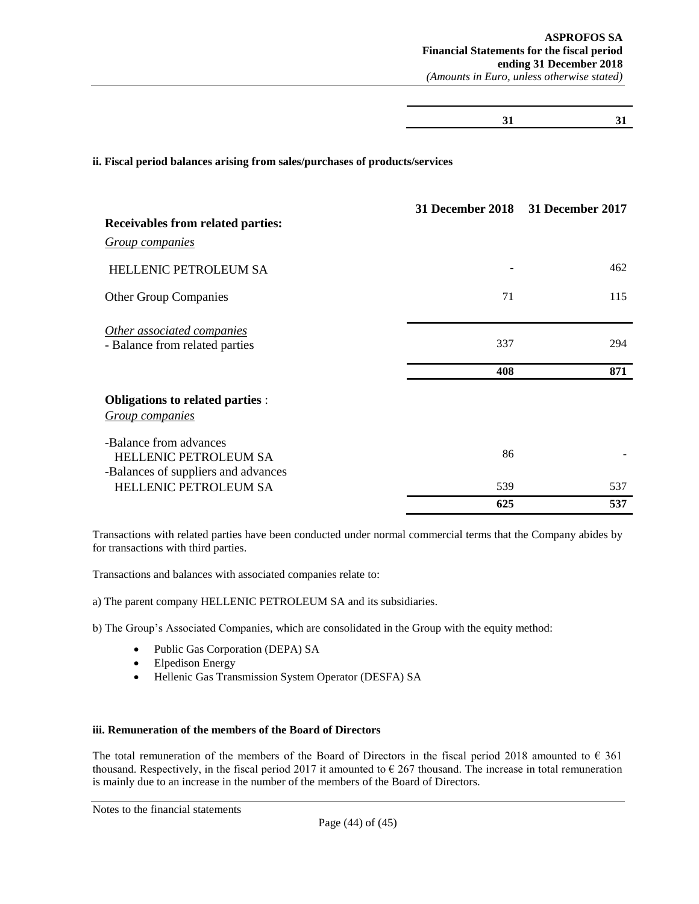|  | 31 | 31 |
|---|---|---|

**ii. Fiscal period balances arising from sales/purchases of products/services**

|  | 31 December 2018 | 31 December 2017 |
|---|---|---|
| **Receivables from related parties:** | | |
| *Group companies* | | |
| HELLENIC PETROLEUM SA | - | 462 |
| Other Group Companies | 71 | 115 |
| *Other associated companies* | | |
| - Balance from related parties | 337 | 294 |
|  | **408** | **871** |
| **Obligations to related parties** : | | |
| *Group companies* | | |
| -Balance from advances | | |
| HELLENIC PETROLEUM SA | 86 | - |
| -Balances of suppliers and advances | | |
| HELLENIC PETROLEUM SA | 539 | 537 |
|  | **625** | **537** |

Transactions with related parties have been conducted under normal commercial terms that the Company abides by for transactions with third parties.

Transactions and balances with associated companies relate to:

a) The parent company HELLENIC PETROLEUM SA and its subsidiaries.

b) The Group's Associated Companies, which are consolidated in the Group with the equity method:

- Public Gas Corporation (DEPA) SA
- Elpedison Energy
- Hellenic Gas Transmission System Operator (DESFA) SA

**iii. Remuneration of the members of the Board of Directors**

The total remuneration of the members of the Board of Directors in the fiscal period 2018 amounted to € 361 thousand. Respectively, in the fiscal period 2017 it amounted to € 267 thousand. The increase in total remuneration is mainly due to an increase in the number of the members of the Board of Directors.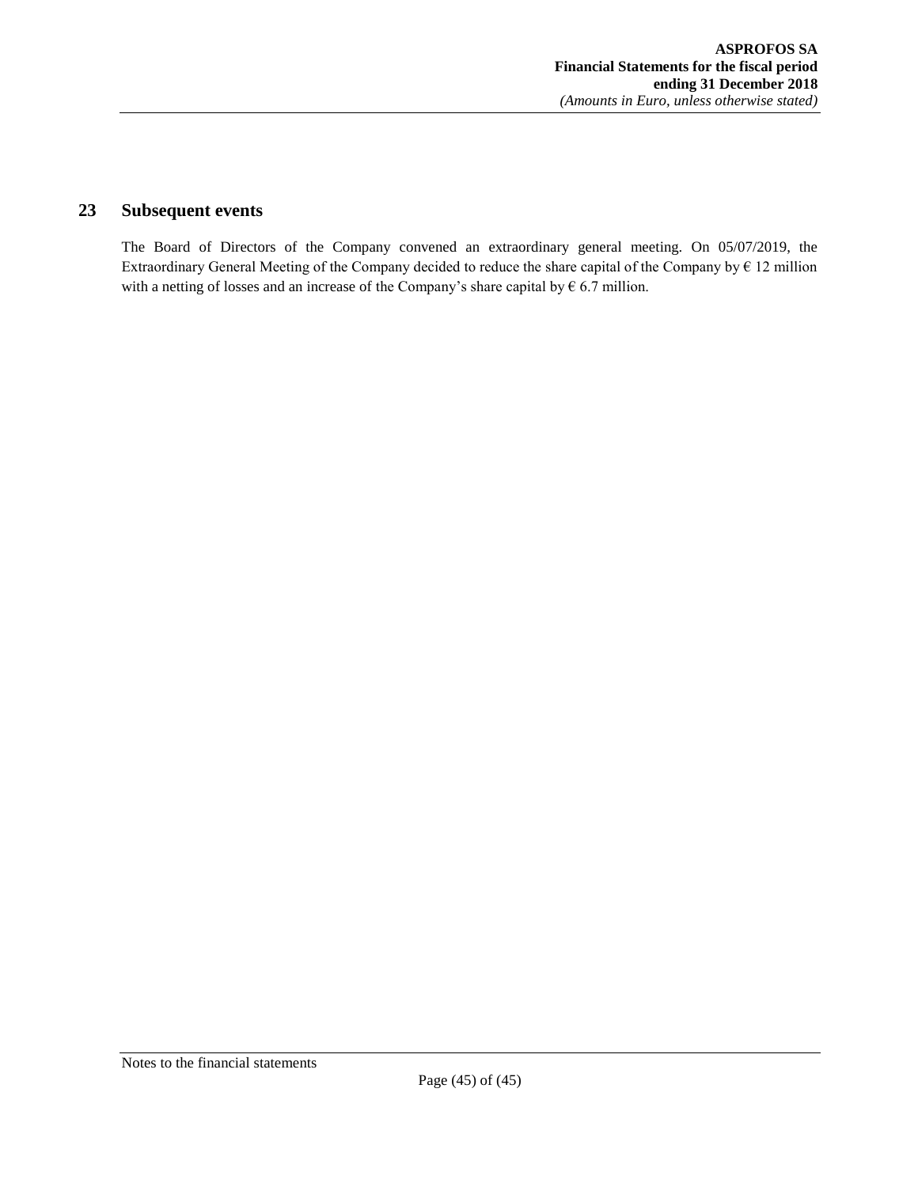## 23 Subsequent events

The Board of Directors of the Company convened an extraordinary general meeting. On 05/07/2019, the Extraordinary General Meeting of the Company decided to reduce the share capital of the Company by € 12 million with a netting of losses and an increase of the Company's share capital by € 6.7 million.